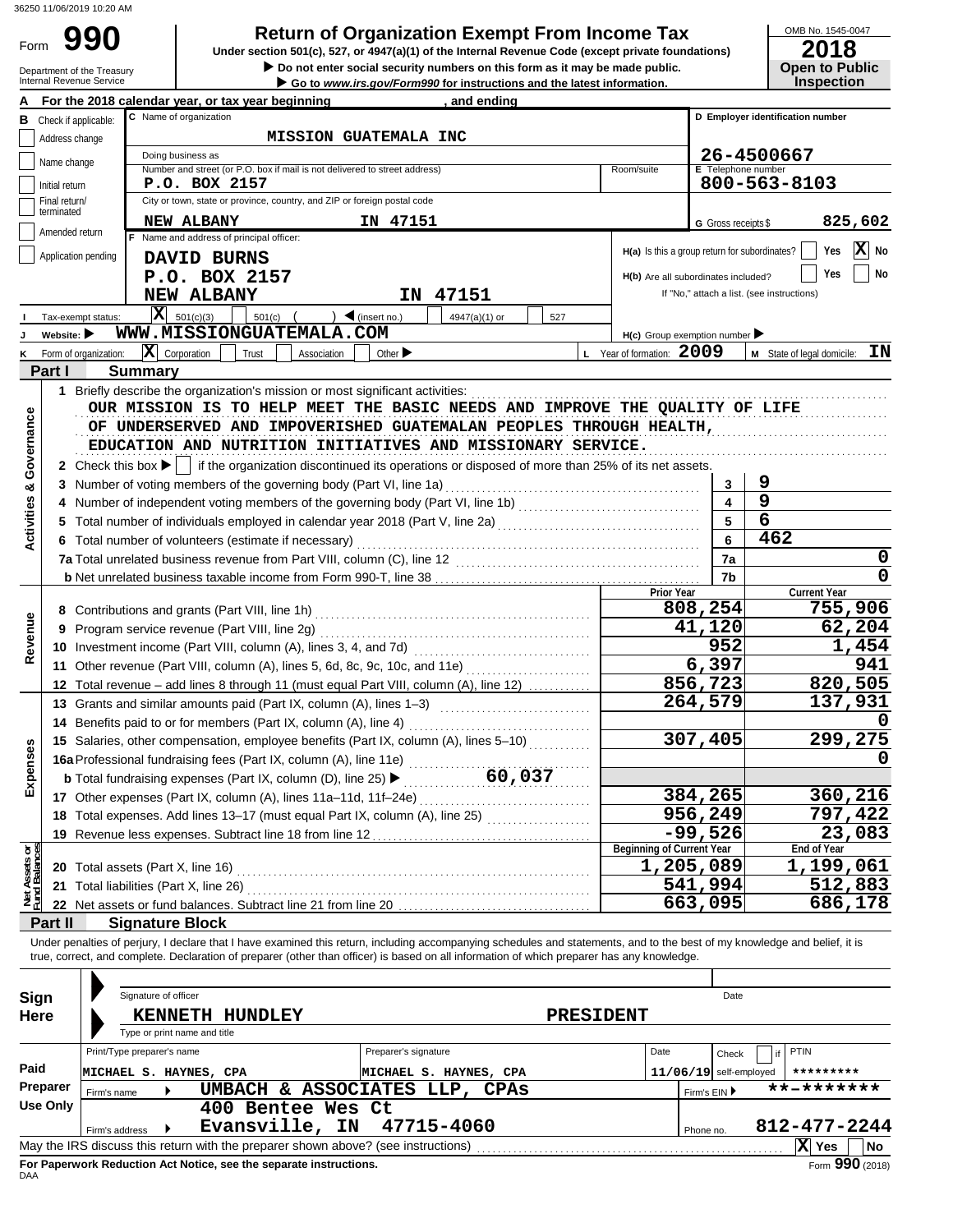36250 11/06/2019 10:20 AM

# Form 990 — Return of Organization Exempt From Income Tax

Under section 501(c), 527, or 4947(a)(1) of the Internal Revenue Code (except private foundations)

▶ Do not enter social security numbers on this form as it may be made public.

▶ Go to *www.irs.gov/Form990* for instructions and the latest information.

Department of the Treasury
Internal Revenue Service

OMB No. 1545-0047

**2018**

**Open to Public Inspection**

**A** For the 2018 calendar year, or tax year beginning , and ending

**B** Check if applicable:
- Address change
- Name change
- Initial return
- Final return/terminated
- Amended return
- Application pending

**C** Name of organization: **MISSION GUATEMALA INC**

Doing business as

Number and street (or P.O. box if mail is not delivered to street address): **P.O. BOX 2157** Room/suite

City or town, state or province, country, and ZIP or foreign postal code: **NEW ALBANY IN 47151**

**D** Employer identification number: **26-4500667**

**E** Telephone number: **800-563-8103**

**G** Gross receipts $ **825,602**

**F** Name and address of principal officer:
**DAVID BURNS**
**P.O. BOX 2157**
**NEW ALBANY IN 47151**

H(a) Is this a group return for subordinates? Yes [X] No

H(b) Are all subordinates included? Yes No

If "No," attach a list. (see instructions)

**I** Tax-exempt status: [X] 501(c)(3) 501(c) ( ) ◀ (insert no.) 4947(a)(1) or 527

**J** Website: ▶ **WWW.MISSIONGUATEMALA.COM**

H(c) Group exemption number ▶

**K** Form of organization: [X] Corporation Trust Association Other ▶

**L** Year of formation: **2009**

**M** State of legal domicile: **IN**

## Part I Summary

**Activities & Governance**

1 Briefly describe the organization's mission or most significant activities:
OUR MISSION IS TO HELP MEET THE BASIC NEEDS AND IMPROVE THE QUALITY OF LIFE OF UNDERSERVED AND IMPOVERISHED GUATEMALAN PEOPLES THROUGH HEALTH, EDUCATION AND NUTRITION INITIATIVES AND MISSIONARY SERVICE.

2 Check this box ▶ [ ] if the organization discontinued its operations or disposed of more than 25% of its net assets.

| | | Line | |
|---|---|---|---|
| 3 | Number of voting members of the governing body (Part VI, line 1a) | 3 | 9 |
| 4 | Number of independent voting members of the governing body (Part VI, line 1b) | 4 | 9 |
| 5 | Total number of individuals employed in calendar year 2018 (Part V, line 2a) | 5 | 6 |
| 6 | Total number of volunteers (estimate if necessary) | 6 | 462 |
| 7a | Total unrelated business revenue from Part VIII, column (C), line 12 | 7a | 0 |
| b | Net unrelated business taxable income from Form 990-T, line 38 | 7b | 0 |

| | | | Prior Year | Current Year |
|---|---|---|---|---|
| **Revenue** | 8 | Contributions and grants (Part VIII, line 1h) | 808,254 | 755,906 |
| | 9 | Program service revenue (Part VIII, line 2g) | 41,120 | 62,204 |
| | 10 | Investment income (Part VIII, column (A), lines 3, 4, and 7d) | 952 | 1,454 |
| | 11 | Other revenue (Part VIII, column (A), lines 5, 6d, 8c, 9c, 10c, and 11e) | 6,397 | 941 |
| | 12 | Total revenue – add lines 8 through 11 (must equal Part VIII, column (A), line 12) | 856,723 | 820,505 |
| **Expenses** | 13 | Grants and similar amounts paid (Part IX, column (A), lines 1–3) | 264,579 | 137,931 |
| | 14 | Benefits paid to or for members (Part IX, column (A), line 4) | | 0 |
| | 15 | Salaries, other compensation, employee benefits (Part IX, column (A), lines 5–10) | 307,405 | 299,275 |
| | 16a | Professional fundraising fees (Part IX, column (A), line 11e) | | 0 |
| | b | Total fundraising expenses (Part IX, column (D), line 25) ▶ 60,037 | | |
| | 17 | Other expenses (Part IX, column (A), lines 11a–11d, 11f–24e) | 384,265 | 360,216 |
| | 18 | Total expenses. Add lines 13–17 (must equal Part IX, column (A), line 25) | 956,249 | 797,422 |
| | 19 | Revenue less expenses. Subtract line 18 from line 12 | -99,526 | 23,083 |
| | | | **Beginning of Current Year** | **End of Year** |
| **Net Assets or Fund Balances** | 20 | Total assets (Part X, line 16) | 1,205,089 | 1,199,061 |
| | 21 | Total liabilities (Part X, line 26) | 541,994 | 512,883 |
| | 22 | Net assets or fund balances. Subtract line 21 from line 20 | 663,095 | 686,178 |

## Part II Signature Block

Under penalties of perjury, I declare that I have examined this return, including accompanying schedules and statements, and to the best of my knowledge and belief, it is true, correct, and complete. Declaration of preparer (other than officer) is based on all information of which preparer has any knowledge.

**Sign Here**

Signature of officer — Date

**KENNETH HUNDLEY PRESIDENT**

Type or print name and title

**Paid Preparer Use Only**

| Print/Type preparer's name | Preparer's signature | Date | Check if self-employed | PTIN |
|---|---|---|---|---|
| MICHAEL S. HAYNES, CPA | MICHAEL S. HAYNES, CPA | 11/06/19 | | ********* |

Firm's name ▶ **UMBACH & ASSOCIATES LLP, CPAs** Firm's EIN ▶ **-*******

Firm's address ▶ **400 Bentee Wes Ct, Evansville, IN 47715-4060** Phone no. **812-477-2244**

May the IRS discuss this return with the preparer shown above? (see instructions) [X] Yes [ ] No

**For Paperwork Reduction Act Notice, see the separate instructions.**

DAA Form **990** (2018)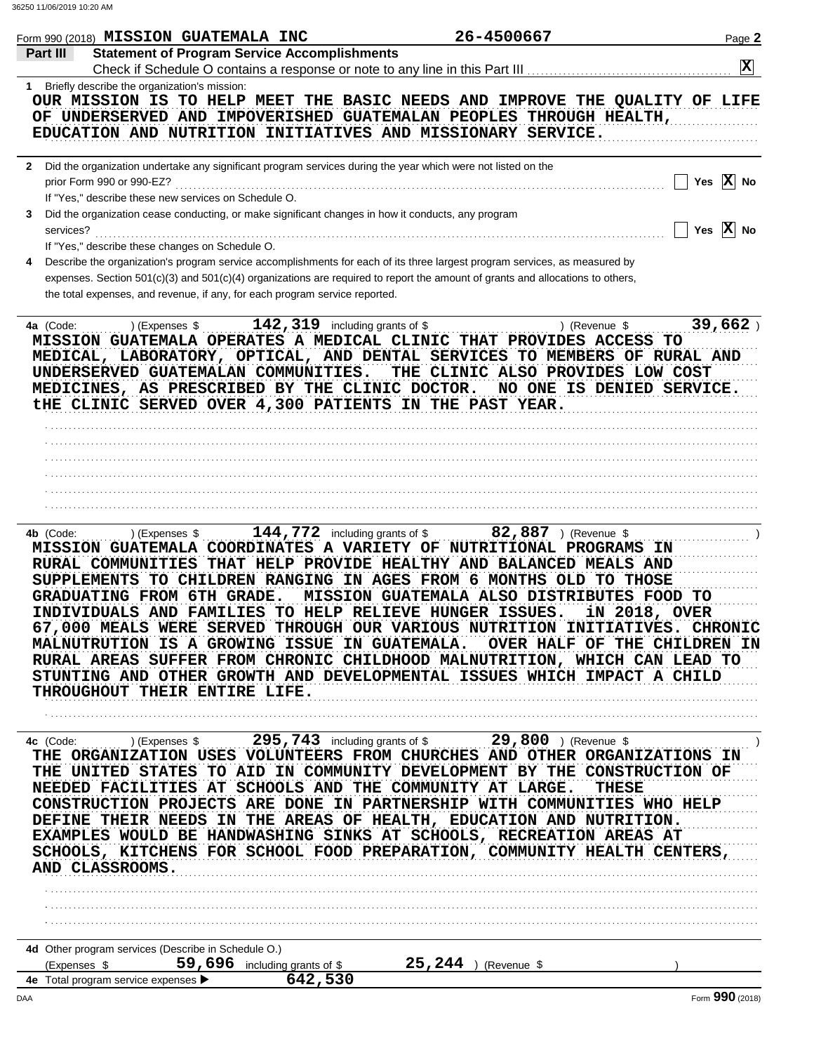Form 990 (2018) MISSION GUATEMALA INC 26-4500667 Page 2

## Part III Statement of Program Service Accomplishments

Check if Schedule O contains a response or note to any line in this Part III .......... [X]

**1** Briefly describe the organization's mission:

OUR MISSION IS TO HELP MEET THE BASIC NEEDS AND IMPROVE THE QUALITY OF LIFE OF UNDERSERVED AND IMPOVERISHED GUATEMALAN PEOPLES THROUGH HEALTH, EDUCATION AND NUTRITION INITIATIVES AND MISSIONARY SERVICE.

**2** Did the organization undertake any significant program services during the year which were not listed on the prior Form 990 or 990-EZ? .......... [ ] Yes [X] No

If "Yes," describe these new services on Schedule O.

**3** Did the organization cease conducting, or make significant changes in how it conducts, any program services? .......... [ ] Yes [X] No

If "Yes," describe these changes on Schedule O.

**4** Describe the organization's program service accomplishments for each of its three largest program services, as measured by expenses. Section 501(c)(3) and 501(c)(4) organizations are required to report the amount of grants and allocations to others, the total expenses, and revenue, if any, for each program service reported.

**4a** (Code: ) (Expenses $ 142,319 including grants of $ ) (Revenue $ 39,662 )

MISSION GUATEMALA OPERATES A MEDICAL CLINIC THAT PROVIDES ACCESS TO MEDICAL, LABORATORY, OPTICAL, AND DENTAL SERVICES TO MEMBERS OF RURAL AND UNDERSERVED GUATEMALAN COMMUNITIES. THE CLINIC ALSO PROVIDES LOW COST MEDICINES, AS PRESCRIBED BY THE CLINIC DOCTOR. NO ONE IS DENIED SERVICE. tHE CLINIC SERVED OVER 4,300 PATIENTS IN THE PAST YEAR.

**4b** (Code: ) (Expenses $ 144,772 including grants of $ 82,887 ) (Revenue $ )

MISSION GUATEMALA COORDINATES A VARIETY OF NUTRITIONAL PROGRAMS IN RURAL COMMUNITIES THAT HELP PROVIDE HEALTHY AND BALANCED MEALS AND SUPPLEMENTS TO CHILDREN RANGING IN AGES FROM 6 MONTHS OLD TO THOSE GRADUATING FROM 6TH GRADE. MISSION GUATEMALA ALSO DISTRIBUTES FOOD TO INDIVIDUALS AND FAMILIES TO HELP RELIEVE HUNGER ISSUES. iN 2018, OVER 67,000 MEALS WERE SERVED THROUGH OUR VARIOUS NUTRITION INITIATIVES. CHRONIC MALNUTRUTION IS A GROWING ISSUE IN GUATEMALA. OVER HALF OF THE CHILDREN IN RURAL AREAS SUFFER FROM CHRONIC CHILDHOOD MALNUTRITION, WHICH CAN LEAD TO STUNTING AND OTHER GROWTH AND DEVELOPMENTAL ISSUES WHICH IMPACT A CHILD THROUGHOUT THEIR ENTIRE LIFE.

**4c** (Code: ) (Expenses $ 295,743 including grants of $ 29,800 ) (Revenue $ )

THE ORGANIZATION USES VOLUNTEERS FROM CHURCHES AND OTHER ORGANIZATIONS IN THE UNITED STATES TO AID IN COMMUNITY DEVELOPMENT BY THE CONSTRUCTION OF NEEDED FACILITIES AT SCHOOLS AND THE COMMUNITY AT LARGE. THESE CONSTRUCTION PROJECTS ARE DONE IN PARTNERSHIP WITH COMMUNITIES WHO HELP DEFINE THEIR NEEDS IN THE AREAS OF HEALTH, EDUCATION AND NUTRITION. EXAMPLES WOULD BE HANDWASHING SINKS AT SCHOOLS, RECREATION AREAS AT SCHOOLS, KITCHENS FOR SCHOOL FOOD PREPARATION, COMMUNITY HEALTH CENTERS, AND CLASSROOMS.

**4d** Other program services (Describe in Schedule O.)

(Expenses $ 59,696 including grants of $ 25,244 ) (Revenue $ )

**4e** Total program service expenses ▶ 642,530

Form 990 (2018)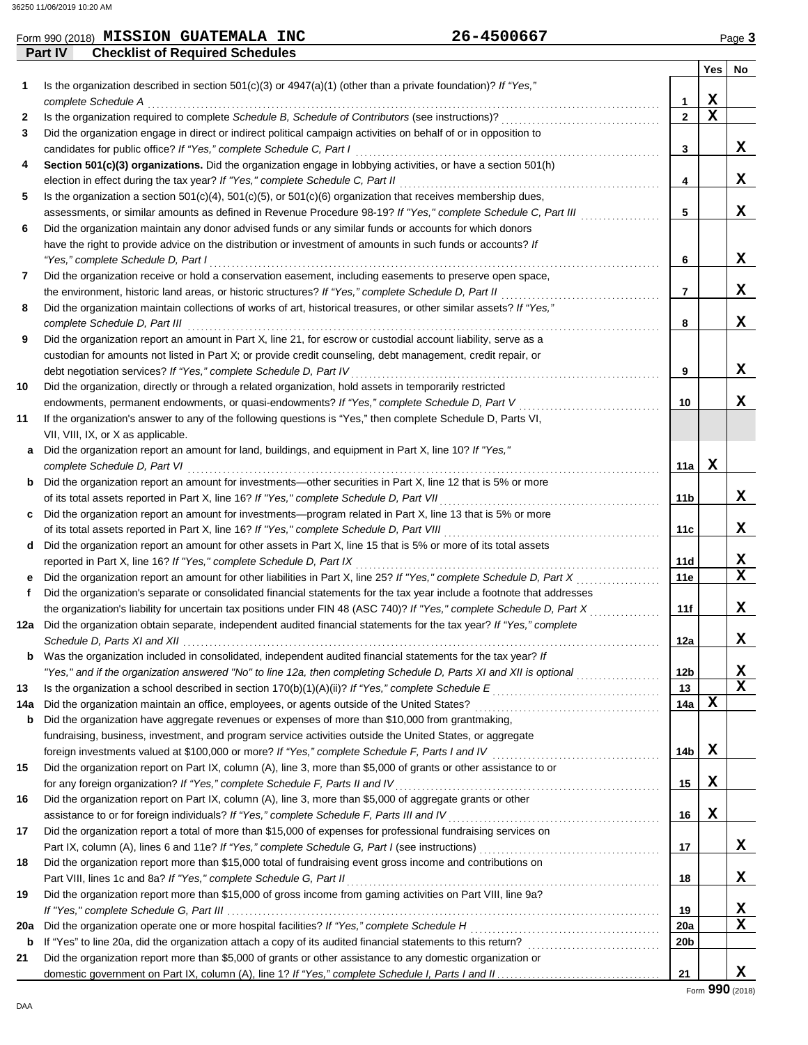Form 990 (2018) **MISSION GUATEMALA INC** **26-4500667**

## Part IV Checklist of Required Schedules

| | | | Yes | No |
|---|---|---|---|---|
| **1** | Is the organization described in section 501(c)(3) or 4947(a)(1) (other than a private foundation)? *If "Yes," complete Schedule A* | **1** | X | |
| **2** | Is the organization required to complete *Schedule B, Schedule of Contributors* (see instructions)? | **2** | X | |
| **3** | Did the organization engage in direct or indirect political campaign activities on behalf of or in opposition to candidates for public office? *If "Yes," complete Schedule C, Part I* | **3** | | X |
| **4** | **Section 501(c)(3) organizations.** Did the organization engage in lobbying activities, or have a section 501(h) election in effect during the tax year? *If "Yes," complete Schedule C, Part II* | **4** | | X |
| **5** | Is the organization a section 501(c)(4), 501(c)(5), or 501(c)(6) organization that receives membership dues, assessments, or similar amounts as defined in Revenue Procedure 98-19? *If "Yes," complete Schedule C, Part III* | **5** | | X |
| **6** | Did the organization maintain any donor advised funds or any similar funds or accounts for which donors have the right to provide advice on the distribution or investment of amounts in such funds or accounts? *If "Yes," complete Schedule D, Part I* | **6** | | X |
| **7** | Did the organization receive or hold a conservation easement, including easements to preserve open space, the environment, historic land areas, or historic structures? *If "Yes," complete Schedule D, Part II* | **7** | | X |
| **8** | Did the organization maintain collections of works of art, historical treasures, or other similar assets? *If "Yes," complete Schedule D, Part III* | **8** | | X |
| **9** | Did the organization report an amount in Part X, line 21, for escrow or custodial account liability, serve as a custodian for amounts not listed in Part X; or provide credit counseling, debt management, credit repair, or debt negotiation services? *If "Yes," complete Schedule D, Part IV* | **9** | | X |
| **10** | Did the organization, directly or through a related organization, hold assets in temporarily restricted endowments, permanent endowments, or quasi-endowments? *If "Yes," complete Schedule D, Part V* | **10** | | X |
| **11** | If the organization's answer to any of the following questions is "Yes," then complete Schedule D, Parts VI, VII, VIII, IX, or X as applicable. | | | |
| **a** | Did the organization report an amount for land, buildings, and equipment in Part X, line 10? *If "Yes," complete Schedule D, Part VI* | **11a** | X | |
| **b** | Did the organization report an amount for investments—other securities in Part X, line 12 that is 5% or more of its total assets reported in Part X, line 16? *If "Yes," complete Schedule D, Part VII* | **11b** | | X |
| **c** | Did the organization report an amount for investments—program related in Part X, line 13 that is 5% or more of its total assets reported in Part X, line 16? *If "Yes," complete Schedule D, Part VIII* | **11c** | | X |
| **d** | Did the organization report an amount for other assets in Part X, line 15 that is 5% or more of its total assets reported in Part X, line 16? *If "Yes," complete Schedule D, Part IX* | **11d** | | X |
| **e** | Did the organization report an amount for other liabilities in Part X, line 25? *If "Yes," complete Schedule D, Part X* | **11e** | | X |
| **f** | Did the organization's separate or consolidated financial statements for the tax year include a footnote that addresses the organization's liability for uncertain tax positions under FIN 48 (ASC 740)? *If "Yes," complete Schedule D, Part X* | **11f** | | X |
| **12a** | Did the organization obtain separate, independent audited financial statements for the tax year? *If "Yes," complete Schedule D, Parts XI and XII* | **12a** | | X |
| **b** | Was the organization included in consolidated, independent audited financial statements for the tax year? *If "Yes," and if the organization answered "No" to line 12a, then completing Schedule D, Parts XI and XII is optional* | **12b** | | X |
| **13** | Is the organization a school described in section 170(b)(1)(A)(ii)? *If "Yes," complete Schedule E* | **13** | | X |
| **14a** | Did the organization maintain an office, employees, or agents outside of the United States? | **14a** | X | |
| **b** | Did the organization have aggregate revenues or expenses of more than $10,000 from grantmaking, fundraising, business, investment, and program service activities outside the United States, or aggregate foreign investments valued at $100,000 or more? *If "Yes," complete Schedule F, Parts I and IV* | **14b** | X | |
| **15** | Did the organization report on Part IX, column (A), line 3, more than $5,000 of grants or other assistance to or for any foreign organization? *If "Yes," complete Schedule F, Parts II and IV* | **15** | X | |
| **16** | Did the organization report on Part IX, column (A), line 3, more than $5,000 of aggregate grants or other assistance to or for foreign individuals? *If "Yes," complete Schedule F, Parts III and IV* | **16** | X | |
| **17** | Did the organization report a total of more than $15,000 of expenses for professional fundraising services on Part IX, column (A), lines 6 and 11e? *If "Yes," complete Schedule G, Part I* (see instructions) | **17** | | X |
| **18** | Did the organization report more than $15,000 total of fundraising event gross income and contributions on Part VIII, lines 1c and 8a? *If "Yes," complete Schedule G, Part II* | **18** | | X |
| **19** | Did the organization report more than $15,000 of gross income from gaming activities on Part VIII, line 9a? *If "Yes," complete Schedule G, Part III* | **19** | | X |
| **20a** | Did the organization operate one or more hospital facilities? *If "Yes," complete Schedule H* | **20a** | | X |
| **b** | If "Yes" to line 20a, did the organization attach a copy of its audited financial statements to this return? | **20b** | | |
| **21** | Did the organization report more than $5,000 of grants or other assistance to any domestic organization or domestic government on Part IX, column (A), line 1? *If "Yes," complete Schedule I, Parts I and II* | **21** | | X |

Form **990** (2018)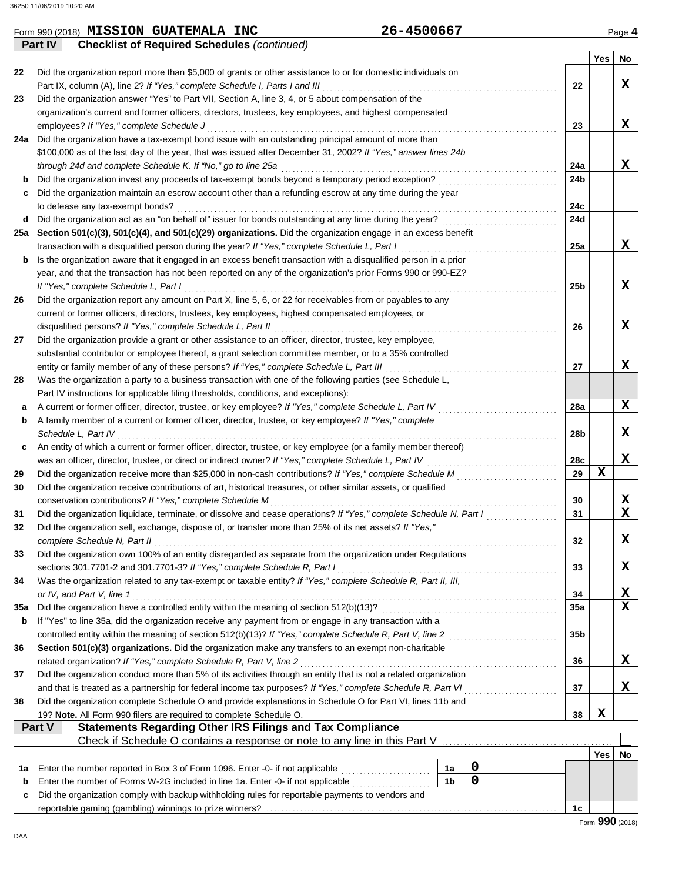Form 990 (2018) **MISSION GUATEMALA INC** **26-4500667** Page **4**

**Part IV** **Checklist of Required Schedules** *(continued)*

| | | | Yes | No |
|---|---|---|---|---|
| 22 | Did the organization report more than $5,000 of grants or other assistance to or for domestic individuals on Part IX, column (A), line 2? *If "Yes," complete Schedule I, Parts I and III* | 22 | | X |
| 23 | Did the organization answer "Yes" to Part VII, Section A, line 3, 4, or 5 about compensation of the organization's current and former officers, directors, trustees, key employees, and highest compensated employees? *If "Yes," complete Schedule J* | 23 | | X |
| 24a | Did the organization have a tax-exempt bond issue with an outstanding principal amount of more than $100,000 as of the last day of the year, that was issued after December 31, 2002? *If "Yes," answer lines 24b through 24d and complete Schedule K. If "No," go to line 25a* | 24a | | X |
| b | Did the organization invest any proceeds of tax-exempt bonds beyond a temporary period exception? | 24b | | |
| c | Did the organization maintain an escrow account other than a refunding escrow at any time during the year to defease any tax-exempt bonds? | 24c | | |
| d | Did the organization act as an "on behalf of" issuer for bonds outstanding at any time during the year? | 24d | | |
| 25a | **Section 501(c)(3), 501(c)(4), and 501(c)(29) organizations.** Did the organization engage in an excess benefit transaction with a disqualified person during the year? *If "Yes," complete Schedule L, Part I* | 25a | | X |
| b | Is the organization aware that it engaged in an excess benefit transaction with a disqualified person in a prior year, and that the transaction has not been reported on any of the organization's prior Forms 990 or 990-EZ? *If "Yes," complete Schedule L, Part I* | 25b | | X |
| 26 | Did the organization report any amount on Part X, line 5, 6, or 22 for receivables from or payables to any current or former officers, directors, trustees, key employees, highest compensated employees, or disqualified persons? *If "Yes," complete Schedule L, Part II* | 26 | | X |
| 27 | Did the organization provide a grant or other assistance to an officer, director, trustee, key employee, substantial contributor or employee thereof, a grant selection committee member, or to a 35% controlled entity or family member of any of these persons? *If "Yes," complete Schedule L, Part III* | 27 | | X |
| 28 | Was the organization a party to a business transaction with one of the following parties (see Schedule L, Part IV instructions for applicable filing thresholds, conditions, and exceptions): | | | |
| a | A current or former officer, director, trustee, or key employee? *If "Yes," complete Schedule L, Part IV* | 28a | | X |
| b | A family member of a current or former officer, director, trustee, or key employee? *If "Yes," complete Schedule L, Part IV* | 28b | | X |
| c | An entity of which a current or former officer, director, trustee, or key employee (or a family member thereof) was an officer, director, trustee, or direct or indirect owner? *If "Yes," complete Schedule L, Part IV* | 28c | | X |
| 29 | Did the organization receive more than $25,000 in non-cash contributions? *If "Yes," complete Schedule M* | 29 | X | |
| 30 | Did the organization receive contributions of art, historical treasures, or other similar assets, or qualified conservation contributions? *If "Yes," complete Schedule M* | 30 | | X |
| 31 | Did the organization liquidate, terminate, or dissolve and cease operations? *If "Yes," complete Schedule N, Part I* | 31 | | X |
| 32 | Did the organization sell, exchange, dispose of, or transfer more than 25% of its net assets? *If "Yes," complete Schedule N, Part II* | 32 | | X |
| 33 | Did the organization own 100% of an entity disregarded as separate from the organization under Regulations sections 301.7701-2 and 301.7701-3? *If "Yes," complete Schedule R, Part I* | 33 | | X |
| 34 | Was the organization related to any tax-exempt or taxable entity? *If "Yes," complete Schedule R, Part II, III, or IV, and Part V, line 1* | 34 | | X |
| 35a | Did the organization have a controlled entity within the meaning of section 512(b)(13)? | 35a | | X |
| b | If "Yes" to line 35a, did the organization receive any payment from or engage in any transaction with a controlled entity within the meaning of section 512(b)(13)? *If "Yes," complete Schedule R, Part V, line 2* | 35b | | |
| 36 | **Section 501(c)(3) organizations.** Did the organization make any transfers to an exempt non-charitable related organization? *If "Yes," complete Schedule R, Part V, line 2* | 36 | | X |
| 37 | Did the organization conduct more than 5% of its activities through an entity that is not a related organization and that is treated as a partnership for federal income tax purposes? *If "Yes," complete Schedule R, Part VI* | 37 | | X |
| 38 | Did the organization complete Schedule O and provide explanations in Schedule O for Part VI, lines 11b and 19? **Note.** All Form 990 filers are required to complete Schedule O. | 38 | X | |

**Part V** **Statements Regarding Other IRS Filings and Tax Compliance**

Check if Schedule O contains a response or note to any line in this Part V ☐

| | | | | | Yes | No |
|---|---|---|---|---|---|---|
| 1a | Enter the number reported in Box 3 of Form 1096. Enter -0- if not applicable | 1a | 0 | | | |
| b | Enter the number of Forms W-2G included in line 1a. Enter -0- if not applicable | 1b | 0 | | | |
| c | Did the organization comply with backup withholding rules for reportable payments to vendors and reportable gaming (gambling) winnings to prize winners? | | | 1c | | |

Form **990** (2018)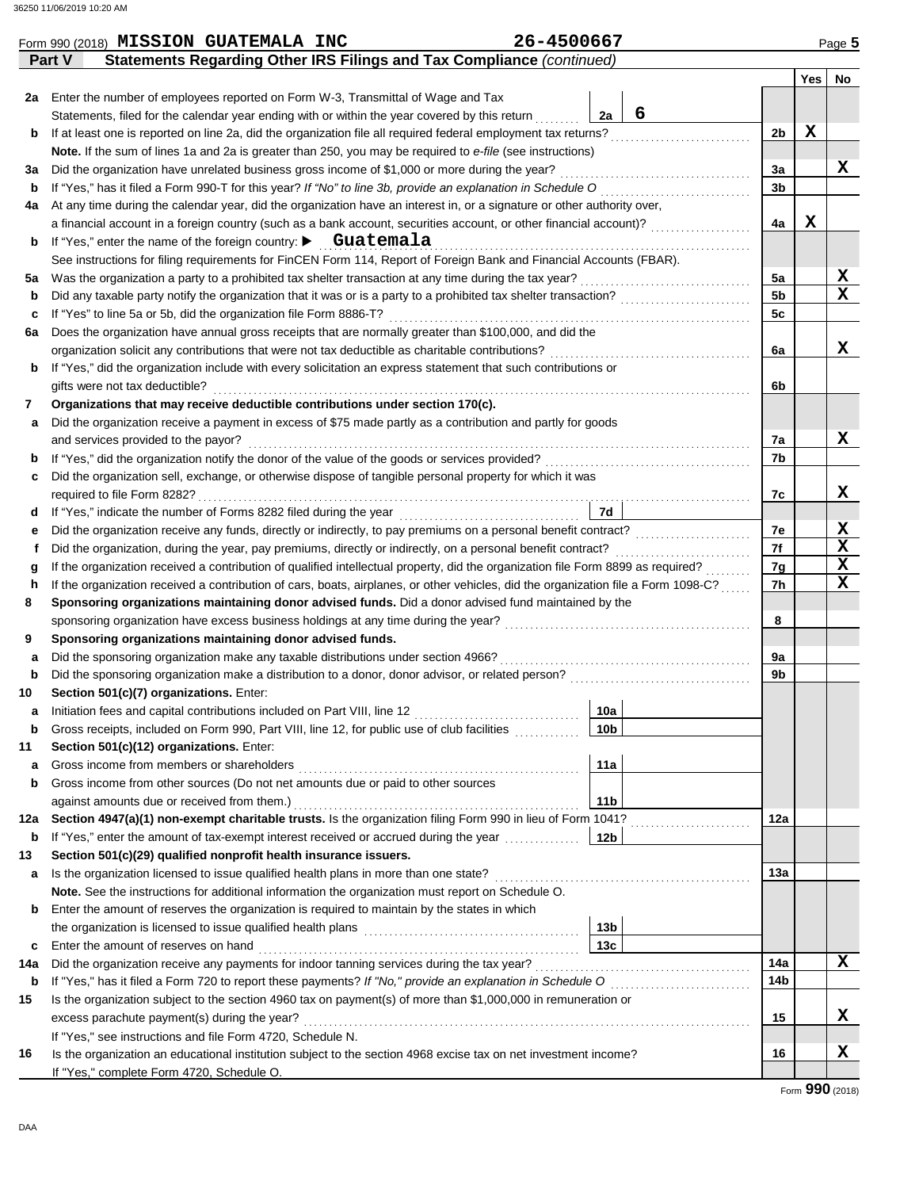Form 990 (2018) **MISSION GUATEMALA INC** **26-4500667** Page **5**

## Part V Statements Regarding Other IRS Filings and Tax Compliance *(continued)*

| | | | | | Yes | No |
|---|---|---|---|---|---|---|
| **2a** | Enter the number of employees reported on Form W-3, Transmittal of Wage and Tax Statements, filed for the calendar year ending with or within the year covered by this return | 2a | 6 | | | |
| **b** | If at least one is reported on line 2a, did the organization file all required federal employment tax returns? | | | 2b | X | |
| | **Note.** If the sum of lines 1a and 2a is greater than 250, you may be required to *e-file* (see instructions) | | | | | |
| **3a** | Did the organization have unrelated business gross income of $1,000 or more during the year? | | | 3a | | X |
| **b** | If "Yes," has it filed a Form 990-T for this year? *If "No" to line 3b, provide an explanation in Schedule O* | | | 3b | | |
| **4a** | At any time during the calendar year, did the organization have an interest in, or a signature or other authority over, a financial account in a foreign country (such as a bank account, securities account, or other financial account)? | | | 4a | X | |
| **b** | If "Yes," enter the name of the foreign country: ▶ Guatemala | | | | | |
| | See instructions for filing requirements for FinCEN Form 114, Report of Foreign Bank and Financial Accounts (FBAR). | | | | | |
| **5a** | Was the organization a party to a prohibited tax shelter transaction at any time during the tax year? | | | 5a | | X |
| **b** | Did any taxable party notify the organization that it was or is a party to a prohibited tax shelter transaction? | | | 5b | | X |
| **c** | If "Yes" to line 5a or 5b, did the organization file Form 8886-T? | | | 5c | | |
| **6a** | Does the organization have annual gross receipts that are normally greater than $100,000, and did the organization solicit any contributions that were not tax deductible as charitable contributions? | | | 6a | | X |
| **b** | If "Yes," did the organization include with every solicitation an express statement that such contributions or gifts were not tax deductible? | | | 6b | | |
| **7** | **Organizations that may receive deductible contributions under section 170(c).** | | | | | |
| **a** | Did the organization receive a payment in excess of $75 made partly as a contribution and partly for goods and services provided to the payor? | | | 7a | | X |
| **b** | If "Yes," did the organization notify the donor of the value of the goods or services provided? | | | 7b | | |
| **c** | Did the organization sell, exchange, or otherwise dispose of tangible personal property for which it was required to file Form 8282? | | | 7c | | X |
| **d** | If "Yes," indicate the number of Forms 8282 filed during the year | 7d | | | | |
| **e** | Did the organization receive any funds, directly or indirectly, to pay premiums on a personal benefit contract? | | | 7e | | X |
| **f** | Did the organization, during the year, pay premiums, directly or indirectly, on a personal benefit contract? | | | 7f | | X |
| **g** | If the organization received a contribution of qualified intellectual property, did the organization file Form 8899 as required? | | | 7g | | X |
| **h** | If the organization received a contribution of cars, boats, airplanes, or other vehicles, did the organization file a Form 1098-C? | | | 7h | | X |
| **8** | **Sponsoring organizations maintaining donor advised funds.** Did a donor advised fund maintained by the sponsoring organization have excess business holdings at any time during the year? | | | 8 | | |
| **9** | **Sponsoring organizations maintaining donor advised funds.** | | | | | |
| **a** | Did the sponsoring organization make any taxable distributions under section 4966? | | | 9a | | |
| **b** | Did the sponsoring organization make a distribution to a donor, donor advisor, or related person? | | | 9b | | |
| **10** | **Section 501(c)(7) organizations.** Enter: | | | | | |
| **a** | Initiation fees and capital contributions included on Part VIII, line 12 | 10a | | | | |
| **b** | Gross receipts, included on Form 990, Part VIII, line 12, for public use of club facilities | 10b | | | | |
| **11** | **Section 501(c)(12) organizations.** Enter: | | | | | |
| **a** | Gross income from members or shareholders | 11a | | | | |
| **b** | Gross income from other sources (Do not net amounts due or paid to other sources against amounts due or received from them.) | 11b | | | | |
| **12a** | **Section 4947(a)(1) non-exempt charitable trusts.** Is the organization filing Form 990 in lieu of Form 1041? | | | 12a | | |
| **b** | If "Yes," enter the amount of tax-exempt interest received or accrued during the year | 12b | | | | |
| **13** | **Section 501(c)(29) qualified nonprofit health insurance issuers.** | | | | | |
| **a** | Is the organization licensed to issue qualified health plans in more than one state? | | | 13a | | |
| | **Note.** See the instructions for additional information the organization must report on Schedule O. | | | | | |
| **b** | Enter the amount of reserves the organization is required to maintain by the states in which the organization is licensed to issue qualified health plans | 13b | | | | |
| **c** | Enter the amount of reserves on hand | 13c | | | | |
| **14a** | Did the organization receive any payments for indoor tanning services during the tax year? | | | 14a | | X |
| **b** | If "Yes," has it filed a Form 720 to report these payments? *If "No," provide an explanation in Schedule O* | | | 14b | | |
| **15** | Is the organization subject to the section 4960 tax on payment(s) of more than $1,000,000 in remuneration or excess parachute payment(s) during the year? | | | 15 | | X |
| | If "Yes," see instructions and file Form 4720, Schedule N. | | | | | |
| **16** | Is the organization an educational institution subject to the section 4968 excise tax on net investment income? | | | 16 | | X |
| | If "Yes," complete Form 4720, Schedule O. | | | | | |

Form **990** (2018)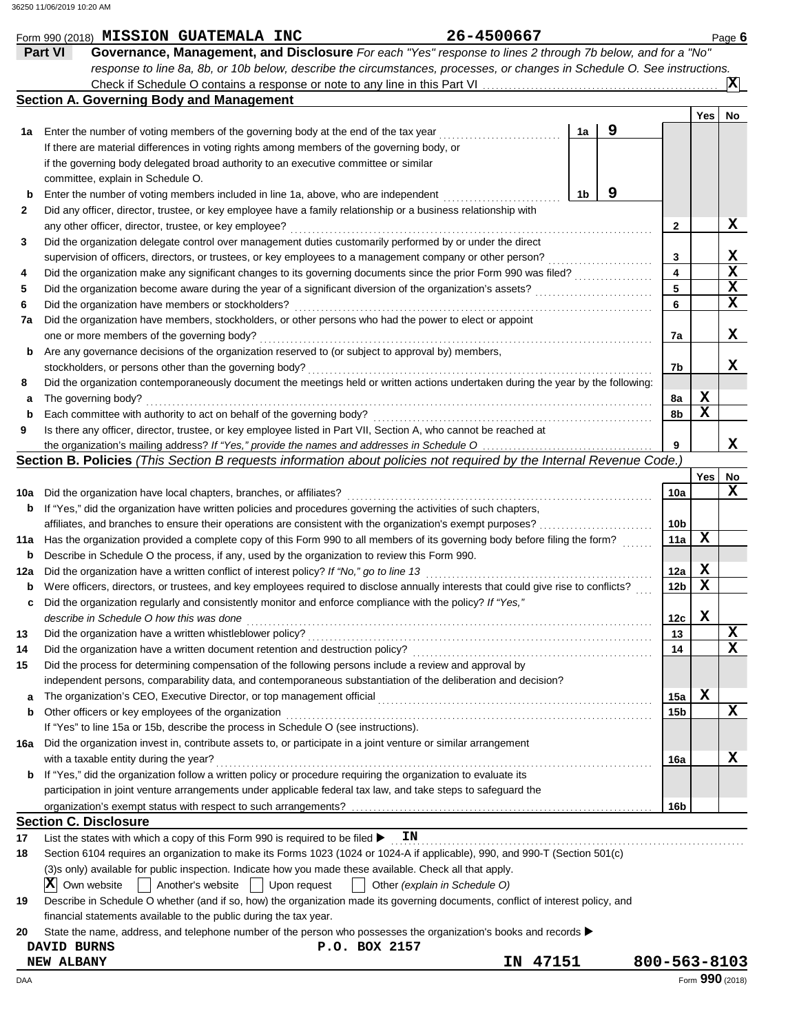Form 990 (2018) **MISSION GUATEMALA INC** **26-4500667** Page **6**

## Part VI Governance, Management, and Disclosure

*For each "Yes" response to lines 2 through 7b below, and for a "No" response to line 8a, 8b, or 10b below, describe the circumstances, processes, or changes in Schedule O. See instructions.*

Check if Schedule O contains a response or note to any line in this Part VI ☒

### Section A. Governing Body and Management

| | | | | Yes | No |
|---|---|---|---|---|---|
| **1a** | Enter the number of voting members of the governing body at the end of the tax year | 1a | 9 | | |
| | If there are material differences in voting rights among members of the governing body, or if the governing body delegated broad authority to an executive committee or similar committee, explain in Schedule O. | | | | |
| **b** | Enter the number of voting members included in line 1a, above, who are independent | 1b | 9 | | |
| **2** | Did any officer, director, trustee, or key employee have a family relationship or a business relationship with any other officer, director, trustee, or key employee? | 2 | | | X |
| **3** | Did the organization delegate control over management duties customarily performed by or under the direct supervision of officers, directors, or trustees, or key employees to a management company or other person? | 3 | | | X |
| **4** | Did the organization make any significant changes to its governing documents since the prior Form 990 was filed? | 4 | | | X |
| **5** | Did the organization become aware during the year of a significant diversion of the organization's assets? | 5 | | | X |
| **6** | Did the organization have members or stockholders? | 6 | | | X |
| **7a** | Did the organization have members, stockholders, or other persons who had the power to elect or appoint one or more members of the governing body? | 7a | | | X |
| **b** | Are any governance decisions of the organization reserved to (or subject to approval by) members, stockholders, or persons other than the governing body? | 7b | | | X |
| **8** | Did the organization contemporaneously document the meetings held or written actions undertaken during the year by the following: | | | | |
| **a** | The governing body? | 8a | | X | |
| **b** | Each committee with authority to act on behalf of the governing body? | 8b | | X | |
| **9** | Is there any officer, director, trustee, or key employee listed in Part VII, Section A, who cannot be reached at the organization's mailing address? *If "Yes," provide the names and addresses in Schedule O* | 9 | | | X |

### Section B. Policies *(This Section B requests information about policies not required by the Internal Revenue Code.)*

| | | | Yes | No |
|---|---|---|---|---|
| **10a** | Did the organization have local chapters, branches, or affiliates? | 10a | | X |
| **b** | If "Yes," did the organization have written policies and procedures governing the activities of such chapters, affiliates, and branches to ensure their operations are consistent with the organization's exempt purposes? | 10b | | |
| **11a** | Has the organization provided a complete copy of this Form 990 to all members of its governing body before filing the form? | 11a | X | |
| **b** | Describe in Schedule O the process, if any, used by the organization to review this Form 990. | | | |
| **12a** | Did the organization have a written conflict of interest policy? *If "No," go to line 13* | 12a | X | |
| **b** | Were officers, directors, or trustees, and key employees required to disclose annually interests that could give rise to conflicts? | 12b | X | |
| **c** | Did the organization regularly and consistently monitor and enforce compliance with the policy? *If "Yes," describe in Schedule O how this was done* | 12c | X | |
| **13** | Did the organization have a written whistleblower policy? | 13 | | X |
| **14** | Did the organization have a written document retention and destruction policy? | 14 | | X |
| **15** | Did the process for determining compensation of the following persons include a review and approval by independent persons, comparability data, and contemporaneous substantiation of the deliberation and decision? | | | |
| **a** | The organization's CEO, Executive Director, or top management official | 15a | X | |
| **b** | Other officers or key employees of the organization | 15b | | X |
| | If "Yes" to line 15a or 15b, describe the process in Schedule O (see instructions). | | | |
| **16a** | Did the organization invest in, contribute assets to, or participate in a joint venture or similar arrangement with a taxable entity during the year? | 16a | | X |
| **b** | If "Yes," did the organization follow a written policy or procedure requiring the organization to evaluate its participation in joint venture arrangements under applicable federal tax law, and take steps to safeguard the organization's exempt status with respect to such arrangements? | 16b | | |

### Section C. Disclosure

**17** List the states with which a copy of this Form 990 is required to be filed ▶ **IN**

**18** Section 6104 requires an organization to make its Forms 1023 (1024 or 1024-A if applicable), 990, and 990-T (Section 501(c)(3)s only) available for public inspection. Indicate how you made these available. Check all that apply.

☒ Own website ☐ Another's website ☐ Upon request ☐ Other *(explain in Schedule O)*

**19** Describe in Schedule O whether (and if so, how) the organization made its governing documents, conflict of interest policy, and financial statements available to the public during the tax year.

**20** State the name, address, and telephone number of the person who possesses the organization's books and records ▶

**DAVID BURNS** **P.O. BOX 2157**
**NEW ALBANY** **IN 47151** **800-563-8103**

Form **990** (2018)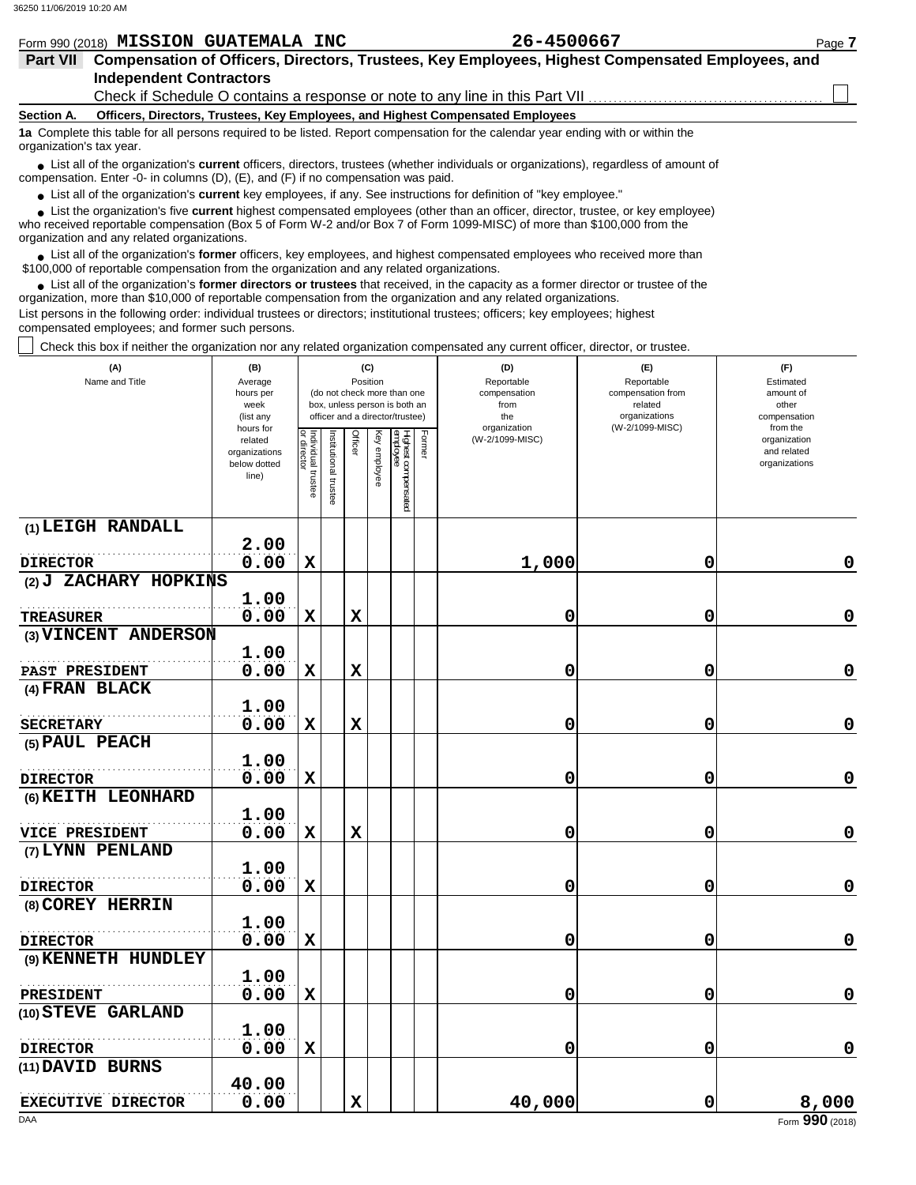Form 990 (2018) **MISSION GUATEMALA INC** **26-4500667**

## Part VII Compensation of Officers, Directors, Trustees, Key Employees, Highest Compensated Employees, and Independent Contractors

Check if Schedule O contains a response or note to any line in this Part VII ☐

**Section A. Officers, Directors, Trustees, Key Employees, and Highest Compensated Employees**

**1a** Complete this table for all persons required to be listed. Report compensation for the calendar year ending with or within the organization's tax year.

- List all of the organization's **current** officers, directors, trustees (whether individuals or organizations), regardless of amount of compensation. Enter -0- in columns (D), (E), and (F) if no compensation was paid.
- List all of the organization's **current** key employees, if any. See instructions for definition of "key employee."
- List the organization's five **current** highest compensated employees (other than an officer, director, trustee, or key employee) who received reportable compensation (Box 5 of Form W-2 and/or Box 7 of Form 1099-MISC) of more than $100,000 from the organization and any related organizations.
- List all of the organization's **former** officers, key employees, and highest compensated employees who received more than $100,000 of reportable compensation from the organization and any related organizations.
- List all of the organization's **former directors or trustees** that received, in the capacity as a former director or trustee of the organization, more than $10,000 of reportable compensation from the organization and any related organizations.

List persons in the following order: individual trustees or directors; institutional trustees; officers; key employees; highest compensated employees; and former such persons.

☐ Check this box if neither the organization nor any related organization compensated any current officer, director, or trustee.

| (A) Name and Title | (B) Average hours per week (list any hours for related organizations below dotted line) | (C) Position: Individual trustee or director | Institutional trustee | Officer | Key employee | Highest compensated employee | Former | (D) Reportable compensation from the organization (W-2/1099-MISC) | (E) Reportable compensation from related organizations (W-2/1099-MISC) | (F) Estimated amount of other compensation from the organization and related organizations |
|---|---|---|---|---|---|---|---|---|---|---|
| (1) LEIGH RANDALL<br>DIRECTOR | 2.00<br>0.00 | X | | | | | | 1,000 | 0 | 0 |
| (2) J ZACHARY HOPKINS<br>TREASURER | 1.00<br>0.00 | X | | X | | | | 0 | 0 | 0 |
| (3) VINCENT ANDERSON<br>PAST PRESIDENT | 1.00<br>0.00 | X | | X | | | | 0 | 0 | 0 |
| (4) FRAN BLACK<br>SECRETARY | 1.00<br>0.00 | X | | X | | | | 0 | 0 | 0 |
| (5) PAUL PEACH<br>DIRECTOR | 1.00<br>0.00 | X | | | | | | 0 | 0 | 0 |
| (6) KEITH LEONHARD<br>VICE PRESIDENT | 1.00<br>0.00 | X | | X | | | | 0 | 0 | 0 |
| (7) LYNN PENLAND<br>DIRECTOR | 1.00<br>0.00 | X | | | | | | 0 | 0 | 0 |
| (8) COREY HERRIN<br>DIRECTOR | 1.00<br>0.00 | X | | | | | | 0 | 0 | 0 |
| (9) KENNETH HUNDLEY<br>PRESIDENT | 1.00<br>0.00 | X | | | | | | 0 | 0 | 0 |
| (10) STEVE GARLAND<br>DIRECTOR | 1.00<br>0.00 | X | | | | | | 0 | 0 | 0 |
| (11) DAVID BURNS<br>EXECUTIVE DIRECTOR | 40.00<br>0.00 | | | X | | | | 40,000 | 0 | 8,000 |

Form **990** (2018)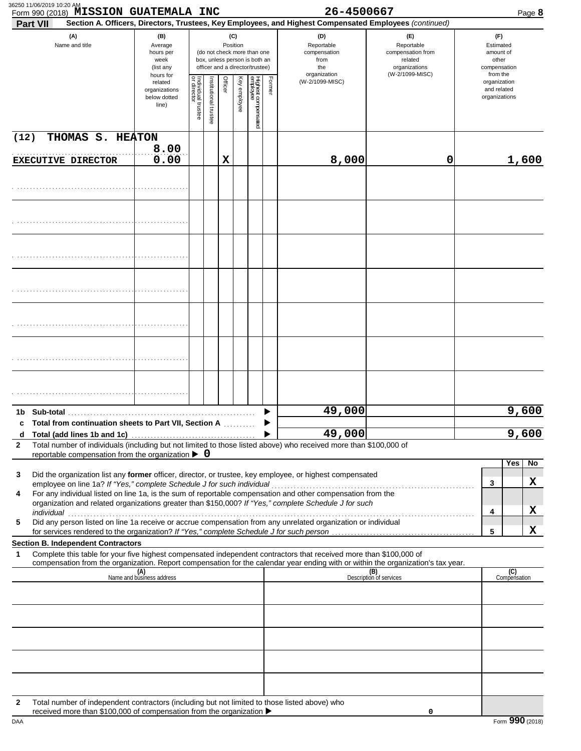Form 990 (2018) **MISSION GUATEMALA INC** **26-4500667**

**Part VII** **Section A. Officers, Directors, Trustees, Key Employees, and Highest Compensated Employees** *(continued)*

| (A) Name and title | (B) Average hours per week (list any hours for related organizations below dotted line) | (C) Position: Individual trustee or director | Institutional trustee | Officer | Key employee | Highest compensated employee | Former | (D) Reportable compensation from the organization (W-2/1099-MISC) | (E) Reportable compensation from related organizations (W-2/1099-MISC) | (F) Estimated amount of other compensation from the organization and related organizations |
|---|---|---|---|---|---|---|---|---|---|---|
| (12) THOMAS S. HEATON<br>EXECUTIVE DIRECTOR | 8.00<br>0.00 | | | X | | | | 8,000 | 0 | 1,600 |
| | | | | | | | | | | |
| | | | | | | | | | | |
| | | | | | | | | | | |
| | | | | | | | | | | |
| | | | | | | | | | | |
| | | | | | | | | | | |
| | | | | | | | | | | |

| | | (D) | (E) | (F) |
|---|---|---|---|---|
| **1b** | **Sub-total** | 49,000 | | 9,600 |
| **c** | **Total from continuation sheets to Part VII, Section A** | | | |
| **d** | **Total (add lines 1b and 1c)** | 49,000 | | 9,600 |

**2** Total number of individuals (including but not limited to those listed above) who received more than $100,000 of reportable compensation from the organization ▶ 0

| | | | Yes | No |
|---|---|---|---|---|
| **3** | Did the organization list any **former** officer, director, or trustee, key employee, or highest compensated employee on line 1a? *If "Yes," complete Schedule J for such individual* | 3 | | X |
| **4** | For any individual listed on line 1a, is the sum of reportable compensation and other compensation from the organization and related organizations greater than $150,000? *If "Yes," complete Schedule J for such individual* | 4 | | X |
| **5** | Did any person listed on line 1a receive or accrue compensation from any unrelated organization or individual for services rendered to the organization? *If "Yes," complete Schedule J for such person* | 5 | | X |

**Section B. Independent Contractors**

**1** Complete this table for your five highest compensated independent contractors that received more than $100,000 of compensation from the organization. Report compensation for the calendar year ending with or within the organization's tax year.

| (A) Name and business address | (B) Description of services | (C) Compensation |
|---|---|---|
| | | |
| | | |
| | | |
| | | |
| | | |

**2** Total number of independent contractors (including but not limited to those listed above) who received more than $100,000 of compensation from the organization ▶ 0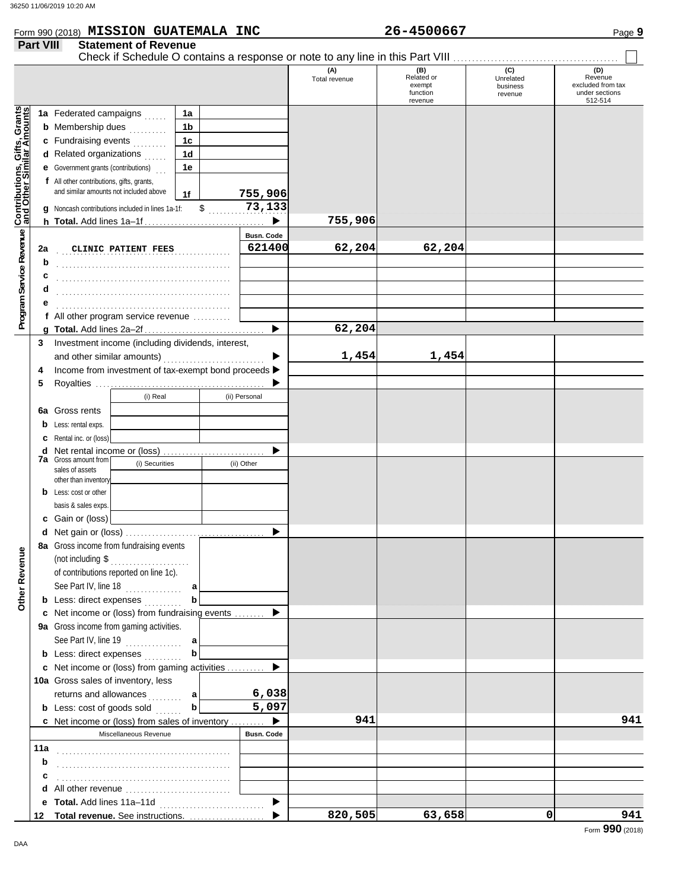Form 990 (2018) **MISSION GUATEMALA INC** **26-4500667**

**Part VIII Statement of Revenue**

Check if Schedule O contains a response or note to any line in this Part VIII ☐

| | | | (A) Total revenue | (B) Related or exempt function revenue | (C) Unrelated business revenue | (D) Revenue excluded from tax under sections 512-514 |
|---|---|---|---|---|---|---|
| **Contributions, Gifts, Grants and Other Similar Amounts** | 1a Federated campaigns | 1a | | | | |
| | b Membership dues | 1b | | | | |
| | c Fundraising events | 1c | | | | |
| | d Related organizations | 1d | | | | |
| | e Government grants (contributions) | 1e | | | | |
| | f All other contributions, gifts, grants, and similar amounts not included above | 1f 755,906 | | | | |
| | g Noncash contributions included in lines 1a-1f: $ | 73,133 | | | | |
| | h **Total.** Add lines 1a–1f | ▶ | 755,906 | | | |
| **Program Service Revenue** | | **Busn. Code** | | | | |
| | 2a CLINIC PATIENT FEES | 621400 | 62,204 | 62,204 | | |
| | b | | | | | |
| | c | | | | | |
| | d | | | | | |
| | e | | | | | |
| | f All other program service revenue | | | | | |
| | g **Total.** Add lines 2a–2f | ▶ | 62,204 | | | |
| | 3 Investment income (including dividends, interest, and other similar amounts) | ▶ | 1,454 | 1,454 | | |
| | 4 Income from investment of tax-exempt bond proceeds | ▶ | | | | |
| | 5 Royalties | ▶ | | | | |
| | | (i) Real / (ii) Personal | | | | |
| | 6a Gross rents | | | | | |
| | b Less: rental exps. | | | | | |
| | c Rental inc. or (loss) | | | | | |
| | d Net rental income or (loss) | ▶ | | | | |
| | 7a Gross amount from sales of assets other than inventory | (i) Securities / (ii) Other | | | | |
| | b Less: cost or other basis & sales exps. | | | | | |
| | c Gain or (loss) | | | | | |
| | d Net gain or (loss) | ▶ | | | | |
| **Other Revenue** | 8a Gross income from fundraising events (not including $ of contributions reported on line 1c). See Part IV, line 18 | a | | | | |
| | b Less: direct expenses | b | | | | |
| | c Net income or (loss) from fundraising events | ▶ | | | | |
| | 9a Gross income from gaming activities. See Part IV, line 19 | a | | | | |
| | b Less: direct expenses | b | | | | |
| | c Net income or (loss) from gaming activities | ▶ | | | | |
| | 10a Gross sales of inventory, less returns and allowances | a 6,038 | | | | |
| | b Less: cost of goods sold | b 5,097 | | | | |
| | c Net income or (loss) from sales of inventory | ▶ | 941 | | | 941 |
| | Miscellaneous Revenue | **Busn. Code** | | | | |
| | 11a | | | | | |
| | b | | | | | |
| | c | | | | | |
| | d All other revenue | | | | | |
| | e **Total.** Add lines 11a–11d | ▶ | | | | |
| | 12 **Total revenue.** See instructions. | ▶ | 820,505 | 63,658 | 0 | 941 |

Form **990** (2018)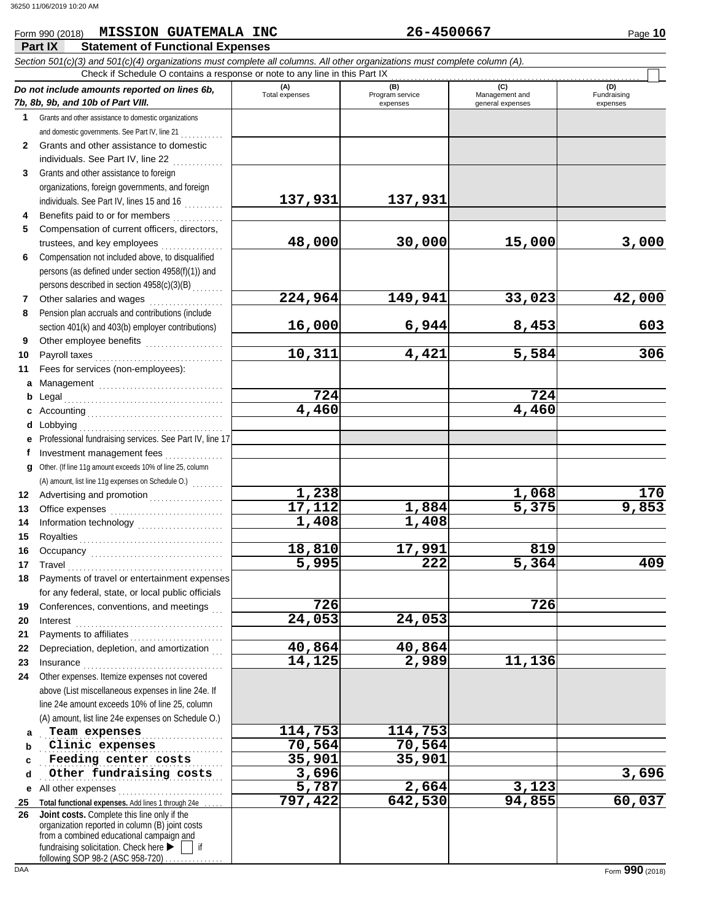Form 990 (2018) **MISSION GUATEMALA INC** **26-4500667** Page **10**

**Part IX Statement of Functional Expenses**

*Section 501(c)(3) and 501(c)(4) organizations must complete all columns. All other organizations must complete column (A).*

Check if Schedule O contains a response or note to any line in this Part IX ☐

| *Do not include amounts reported on lines 6b, 7b, 8b, 9b, and 10b of Part VIII.* | (A) Total expenses | (B) Program service expenses | (C) Management and general expenses | (D) Fundraising expenses |
|---|---|---|---|---|
| **1** Grants and other assistance to domestic organizations and domestic governments. See Part IV, line 21 | | | | |
| **2** Grants and other assistance to domestic individuals. See Part IV, line 22 | | | | |
| **3** Grants and other assistance to foreign organizations, foreign governments, and foreign individuals. See Part IV, lines 15 and 16 | 137,931 | 137,931 | | |
| **4** Benefits paid to or for members | | | | |
| **5** Compensation of current officers, directors, trustees, and key employees | 48,000 | 30,000 | 15,000 | 3,000 |
| **6** Compensation not included above, to disqualified persons (as defined under section 4958(f)(1)) and persons described in section 4958(c)(3)(B) | | | | |
| **7** Other salaries and wages | 224,964 | 149,941 | 33,023 | 42,000 |
| **8** Pension plan accruals and contributions (include section 401(k) and 403(b) employer contributions) | 16,000 | 6,944 | 8,453 | 603 |
| **9** Other employee benefits | | | | |
| **10** Payroll taxes | 10,311 | 4,421 | 5,584 | 306 |
| **11** Fees for services (non-employees): | | | | |
| **a** Management | | | | |
| **b** Legal | 724 | | 724 | |
| **c** Accounting | 4,460 | | 4,460 | |
| **d** Lobbying | | | | |
| **e** Professional fundraising services. See Part IV, line 17 | | | | |
| **f** Investment management fees | | | | |
| **g** Other. (If line 11g amount exceeds 10% of line 25, column (A) amount, list line 11g expenses on Schedule O.) | | | | |
| **12** Advertising and promotion | 1,238 | | 1,068 | 170 |
| **13** Office expenses | 17,112 | 1,884 | 5,375 | 9,853 |
| **14** Information technology | 1,408 | 1,408 | | |
| **15** Royalties | | | | |
| **16** Occupancy | 18,810 | 17,991 | 819 | |
| **17** Travel | 5,995 | 222 | 5,364 | 409 |
| **18** Payments of travel or entertainment expenses for any federal, state, or local public officials | | | | |
| **19** Conferences, conventions, and meetings | 726 | | 726 | |
| **20** Interest | 24,053 | 24,053 | | |
| **21** Payments to affiliates | | | | |
| **22** Depreciation, depletion, and amortization | 40,864 | 40,864 | | |
| **23** Insurance | 14,125 | 2,989 | 11,136 | |
| **24** Other expenses. Itemize expenses not covered above (List miscellaneous expenses in line 24e. If line 24e amount exceeds 10% of line 25, column (A) amount, list line 24e expenses on Schedule O.) | | | | |
| **a** Team expenses | 114,753 | 114,753 | | |
| **b** Clinic expenses | 70,564 | 70,564 | | |
| **c** Feeding center costs | 35,901 | 35,901 | | |
| **d** Other fundraising costs | 3,696 | | | 3,696 |
| **e** All other expenses | 5,787 | 2,664 | 3,123 | |
| **25** **Total functional expenses.** Add lines 1 through 24e | 797,422 | 642,530 | 94,855 | 60,037 |
| **26** **Joint costs.** Complete this line only if the organization reported in column (B) joint costs from a combined educational campaign and fundraising solicitation. Check here ▶ ☐ if following SOP 98-2 (ASC 958-720) | | | | |

DAA Form **990** (2018)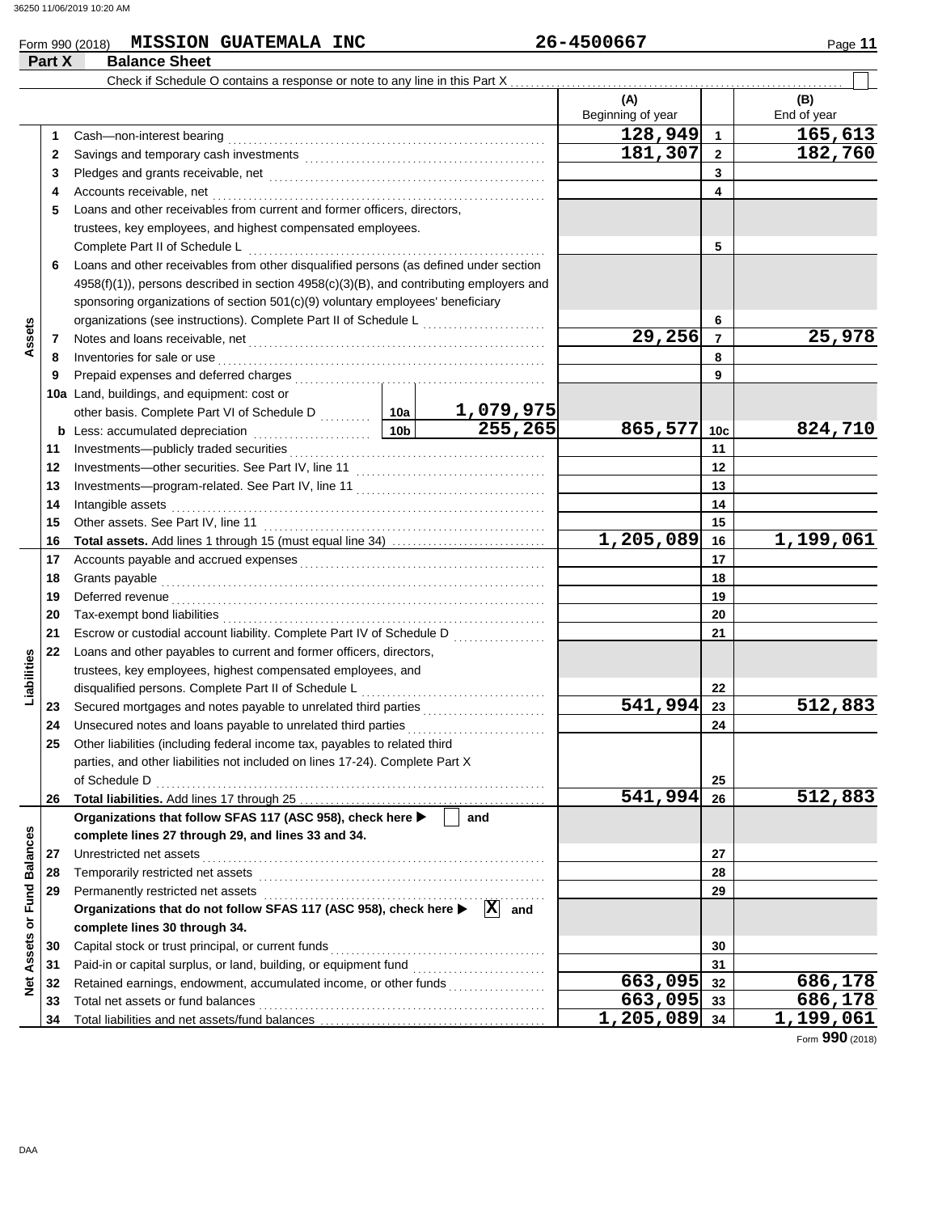Form 990 (2018) **MISSION GUATEMALA INC** **26-4500667**

## Part X Balance Sheet

Check if Schedule O contains a response or note to any line in this Part X ☐

| | | | | (A) Beginning of year | | (B) End of year |
|---|---|---|---|---|---|---|
| **Assets** | 1 | Cash—non-interest bearing | | 128,949 | 1 | 165,613 |
| | 2 | Savings and temporary cash investments | | 181,307 | 2 | 182,760 |
| | 3 | Pledges and grants receivable, net | | | 3 | |
| | 4 | Accounts receivable, net | | | 4 | |
| | 5 | Loans and other receivables from current and former officers, directors, trustees, key employees, and highest compensated employees. Complete Part II of Schedule L | | | 5 | |
| | 6 | Loans and other receivables from other disqualified persons (as defined under section 4958(f)(1)), persons described in section 4958(c)(3)(B), and contributing employers and sponsoring organizations of section 501(c)(9) voluntary employees' beneficiary organizations (see instructions). Complete Part II of Schedule L | | | 6 | |
| | 7 | Notes and loans receivable, net | | 29,256 | 7 | 25,978 |
| | 8 | Inventories for sale or use | | | 8 | |
| | 9 | Prepaid expenses and deferred charges | | | 9 | |
| | 10a | Land, buildings, and equipment: cost or other basis. Complete Part VI of Schedule D | 10a 1,079,975 | | | |
| | b | Less: accumulated depreciation | 10b 255,265 | 865,577 | 10c | 824,710 |
| | 11 | Investments—publicly traded securities | | | 11 | |
| | 12 | Investments—other securities. See Part IV, line 11 | | | 12 | |
| | 13 | Investments—program-related. See Part IV, line 11 | | | 13 | |
| | 14 | Intangible assets | | | 14 | |
| | 15 | Other assets. See Part IV, line 11 | | | 15 | |
| | 16 | **Total assets.** Add lines 1 through 15 (must equal line 34) | | 1,205,089 | 16 | 1,199,061 |
| **Liabilities** | 17 | Accounts payable and accrued expenses | | | 17 | |
| | 18 | Grants payable | | | 18 | |
| | 19 | Deferred revenue | | | 19 | |
| | 20 | Tax-exempt bond liabilities | | | 20 | |
| | 21 | Escrow or custodial account liability. Complete Part IV of Schedule D | | | 21 | |
| | 22 | Loans and other payables to current and former officers, directors, trustees, key employees, highest compensated employees, and disqualified persons. Complete Part II of Schedule L | | | 22 | |
| | 23 | Secured mortgages and notes payable to unrelated third parties | | 541,994 | 23 | 512,883 |
| | 24 | Unsecured notes and loans payable to unrelated third parties | | | 24 | |
| | 25 | Other liabilities (including federal income tax, payables to related third parties, and other liabilities not included on lines 17-24). Complete Part X of Schedule D | | | 25 | |
| | 26 | **Total liabilities.** Add lines 17 through 25 | | 541,994 | 26 | 512,883 |
| **Net Assets or Fund Balances** | | **Organizations that follow SFAS 117 (ASC 958), check here ▶ ☐ and complete lines 27 through 29, and lines 33 and 34.** | | | | |
| | 27 | Unrestricted net assets | | | 27 | |
| | 28 | Temporarily restricted net assets | | | 28 | |
| | 29 | Permanently restricted net assets | | | 29 | |
| | | **Organizations that do not follow SFAS 117 (ASC 958), check here ▶ ☒ and complete lines 30 through 34.** | | | | |
| | 30 | Capital stock or trust principal, or current funds | | | 30 | |
| | 31 | Paid-in or capital surplus, or land, building, or equipment fund | | | 31 | |
| | 32 | Retained earnings, endowment, accumulated income, or other funds | | 663,095 | 32 | 686,178 |
| | 33 | Total net assets or fund balances | | 663,095 | 33 | 686,178 |
| | 34 | Total liabilities and net assets/fund balances | | 1,205,089 | 34 | 1,199,061 |

Form **990** (2018)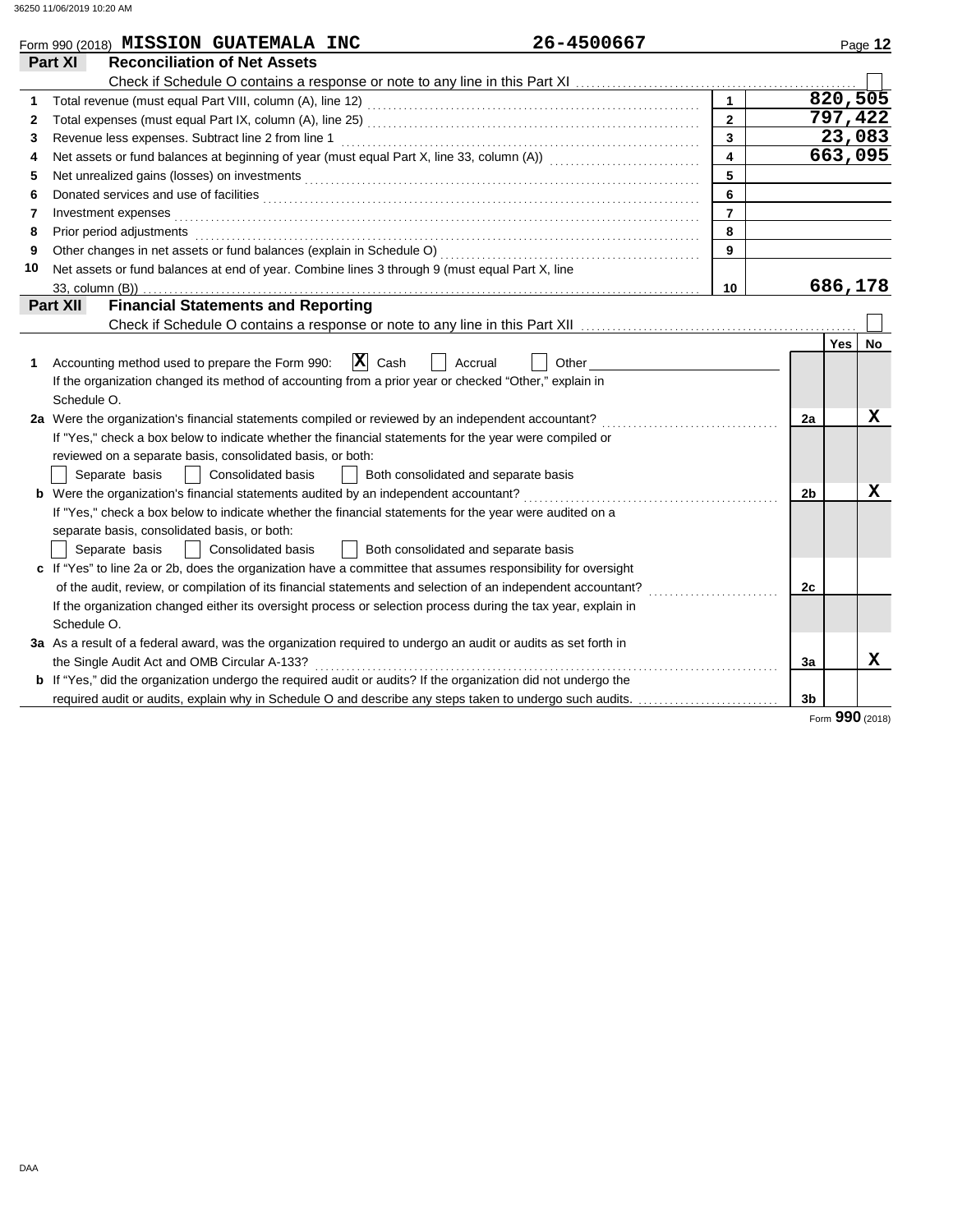Form 990 (2018) **MISSION GUATEMALA INC** **26-4500667** Page **12**

## Part XI Reconciliation of Net Assets

Check if Schedule O contains a response or note to any line in this Part XI ☐

| | | | |
|---|---|---|---|
| 1 | Total revenue (must equal Part VIII, column (A), line 12) | 1 | 820,505 |
| 2 | Total expenses (must equal Part IX, column (A), line 25) | 2 | 797,422 |
| 3 | Revenue less expenses. Subtract line 2 from line 1 | 3 | 23,083 |
| 4 | Net assets or fund balances at beginning of year (must equal Part X, line 33, column (A)) | 4 | 663,095 |
| 5 | Net unrealized gains (losses) on investments | 5 | |
| 6 | Donated services and use of facilities | 6 | |
| 7 | Investment expenses | 7 | |
| 8 | Prior period adjustments | 8 | |
| 9 | Other changes in net assets or fund balances (explain in Schedule O) | 9 | |
| 10 | Net assets or fund balances at end of year. Combine lines 3 through 9 (must equal Part X, line 33, column (B)) | 10 | 686,178 |

## Part XII Financial Statements and Reporting

Check if Schedule O contains a response or note to any line in this Part XII ☐

| | | | Yes | No |
|---|---|---|---|---|
| 1 | Accounting method used to prepare the Form 990: ☒ Cash ☐ Accrual ☐ Other<br>If the organization changed its method of accounting from a prior year or checked "Other," explain in Schedule O. | | | |
| 2a | Were the organization's financial statements compiled or reviewed by an independent accountant?<br>If "Yes," check a box below to indicate whether the financial statements for the year were compiled or reviewed on a separate basis, consolidated basis, or both:<br>☐ Separate basis ☐ Consolidated basis ☐ Both consolidated and separate basis | 2a | | X |
| b | Were the organization's financial statements audited by an independent accountant?<br>If "Yes," check a box below to indicate whether the financial statements for the year were audited on a separate basis, consolidated basis, or both:<br>☐ Separate basis ☐ Consolidated basis ☐ Both consolidated and separate basis | 2b | | X |
| c | If "Yes" to line 2a or 2b, does the organization have a committee that assumes responsibility for oversight of the audit, review, or compilation of its financial statements and selection of an independent accountant?<br>If the organization changed either its oversight process or selection process during the tax year, explain in Schedule O. | 2c | | |
| 3a | As a result of a federal award, was the organization required to undergo an audit or audits as set forth in the Single Audit Act and OMB Circular A-133? | 3a | | X |
| b | If "Yes," did the organization undergo the required audit or audits? If the organization did not undergo the required audit or audits, explain why in Schedule O and describe any steps taken to undergo such audits. | 3b | | |

Form **990** (2018)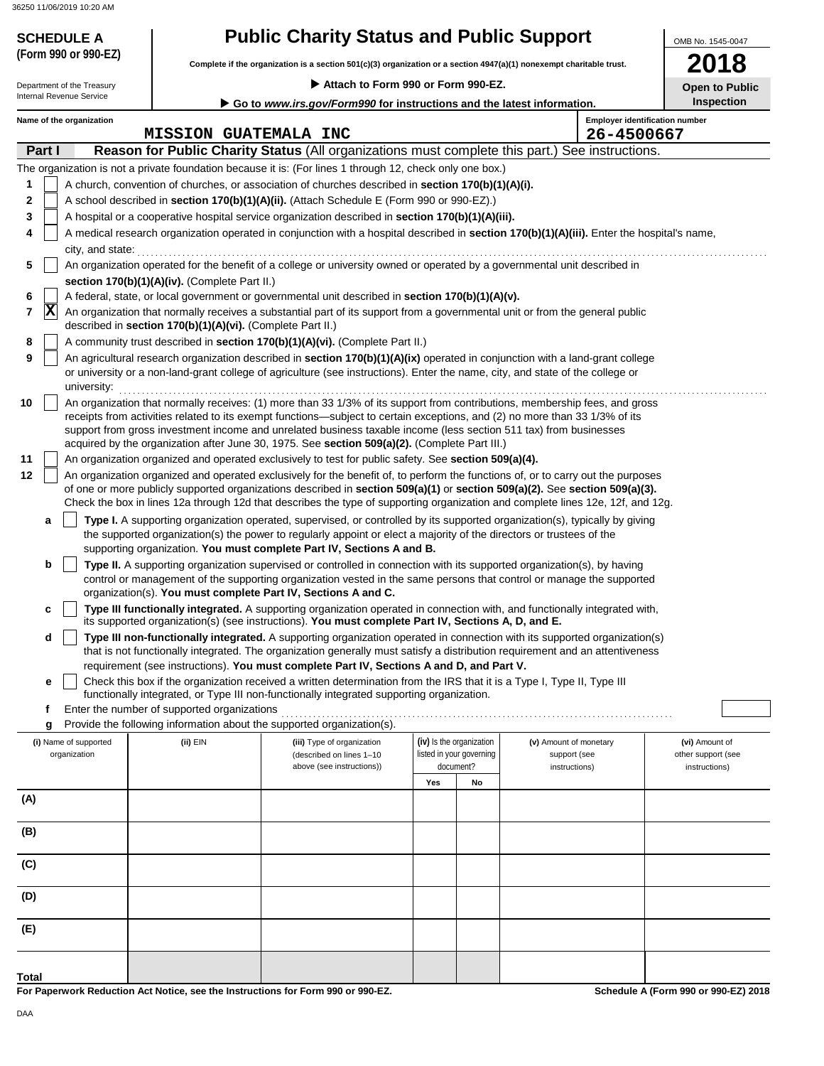**SCHEDULE A (Form 990 or 990-EZ)**

Department of the Treasury
Internal Revenue Service

# Public Charity Status and Public Support

**Complete if the organization is a section 501(c)(3) organization or a section 4947(a)(1) nonexempt charitable trust.**

▶ **Attach to Form 990 or Form 990-EZ.**

▶ **Go to** ***www.irs.gov/Form990*** **for instructions and the latest information.**

OMB No. 1545-0047

**2018**

**Open to Public Inspection**

**Name of the organization:** MISSION GUATEMALA INC

**Employer identification number:** 26-4500667

## Part I — Reason for Public Charity Status (All organizations must complete this part.) See instructions.

The organization is not a private foundation because it is: (For lines 1 through 12, check only one box.)

1. [ ] A church, convention of churches, or association of churches described in **section 170(b)(1)(A)(i).**
2. [ ] A school described in **section 170(b)(1)(A)(ii).** (Attach Schedule E (Form 990 or 990-EZ).)
3. [ ] A hospital or a cooperative hospital service organization described in **section 170(b)(1)(A)(iii).**
4. [ ] A medical research organization operated in conjunction with a hospital described in **section 170(b)(1)(A)(iii).** Enter the hospital's name, city, and state:
5. [ ] An organization operated for the benefit of a college or university owned or operated by a governmental unit described in **section 170(b)(1)(A)(iv).** (Complete Part II.)
6. [ ] A federal, state, or local government or governmental unit described in **section 170(b)(1)(A)(v).**
7. [X] An organization that normally receives a substantial part of its support from a governmental unit or from the general public described in **section 170(b)(1)(A)(vi).** (Complete Part II.)
8. [ ] A community trust described in **section 170(b)(1)(A)(vi).** (Complete Part II.)
9. [ ] An agricultural research organization described in **section 170(b)(1)(A)(ix)** operated in conjunction with a land-grant college or university or a non-land-grant college of agriculture (see instructions). Enter the name, city, and state of the college or university:
10. [ ] An organization that normally receives: (1) more than 33 1/3% of its support from contributions, membership fees, and gross receipts from activities related to its exempt functions—subject to certain exceptions, and (2) no more than 33 1/3% of its support from gross investment income and unrelated business taxable income (less section 511 tax) from businesses acquired by the organization after June 30, 1975. See **section 509(a)(2).** (Complete Part III.)
11. [ ] An organization organized and operated exclusively to test for public safety. See **section 509(a)(4).**
12. [ ] An organization organized and operated exclusively for the benefit of, to perform the functions of, or to carry out the purposes of one or more publicly supported organizations described in **section 509(a)(1)** or **section 509(a)(2).** See **section 509(a)(3).** Check the box in lines 12a through 12d that describes the type of supporting organization and complete lines 12e, 12f, and 12g.
   - **a** [ ] **Type I.** A supporting organization operated, supervised, or controlled by its supported organization(s), typically by giving the supported organization(s) the power to regularly appoint or elect a majority of the directors or trustees of the supporting organization. **You must complete Part IV, Sections A and B.**
   - **b** [ ] **Type II.** A supporting organization supervised or controlled in connection with its supported organization(s), by having control or management of the supporting organization vested in the same persons that control or manage the supported organization(s). **You must complete Part IV, Sections A and C.**
   - **c** [ ] **Type III functionally integrated.** A supporting organization operated in connection with, and functionally integrated with, its supported organization(s) (see instructions). **You must complete Part IV, Sections A, D, and E.**
   - **d** [ ] **Type III non-functionally integrated.** A supporting organization operated in connection with its supported organization(s) that is not functionally integrated. The organization generally must satisfy a distribution requirement and an attentiveness requirement (see instructions). **You must complete Part IV, Sections A and D, and Part V.**
   - **e** [ ] Check this box if the organization received a written determination from the IRS that it is a Type I, Type II, Type III functionally integrated, or Type III non-functionally integrated supporting organization.
   - **f** Enter the number of supported organizations
   - **g** Provide the following information about the supported organization(s).

| (i) Name of supported organization | (ii) EIN | (iii) Type of organization (described on lines 1–10 above (see instructions)) | (iv) Is the organization listed in your governing document? Yes | No | (v) Amount of monetary support (see instructions) | (vi) Amount of other support (see instructions) |
|---|---|---|---|---|---|---|
| (A) | | | | | | |
| (B) | | | | | | |
| (C) | | | | | | |
| (D) | | | | | | |
| (E) | | | | | | |
| **Total** | | | | | | |

**For Paperwork Reduction Act Notice, see the Instructions for Form 990 or 990-EZ.** **Schedule A (Form 990 or 990-EZ) 2018**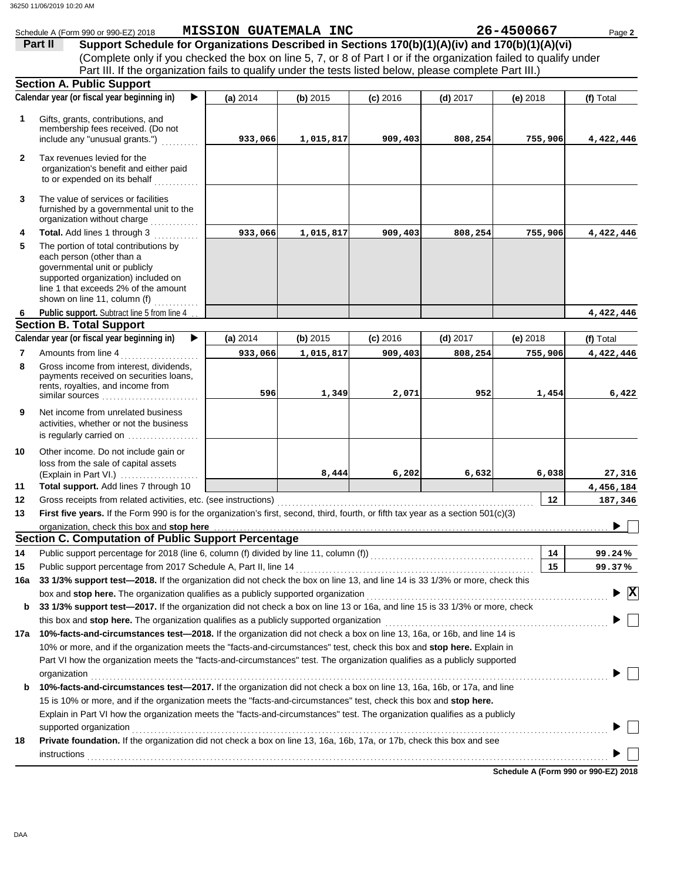Schedule A (Form 990 or 990-EZ) 2018 **MISSION GUATEMALA INC** **26-4500667**

## Part II Support Schedule for Organizations Described in Sections 170(b)(1)(A)(iv) and 170(b)(1)(A)(vi)

(Complete only if you checked the box on line 5, 7, or 8 of Part I or if the organization failed to qualify under Part III. If the organization fails to qualify under the tests listed below, please complete Part III.)

### Section A. Public Support

| | Calendar year (or fiscal year beginning in) | (a) 2014 | (b) 2015 | (c) 2016 | (d) 2017 | (e) 2018 | (f) Total |
|---|---|---|---|---|---|---|---|
| 1 | Gifts, grants, contributions, and membership fees received. (Do not include any "unusual grants.") | 933,066 | 1,015,817 | 909,403 | 808,254 | 755,906 | 4,422,446 |
| 2 | Tax revenues levied for the organization's benefit and either paid to or expended on its behalf | | | | | | |
| 3 | The value of services or facilities furnished by a governmental unit to the organization without charge | | | | | | |
| 4 | **Total.** Add lines 1 through 3 | 933,066 | 1,015,817 | 909,403 | 808,254 | 755,906 | 4,422,446 |
| 5 | The portion of total contributions by each person (other than a governmental unit or publicly supported organization) included on line 1 that exceeds 2% of the amount shown on line 11, column (f) | | | | | | |
| 6 | **Public support.** Subtract line 5 from line 4 | | | | | | 4,422,446 |

### Section B. Total Support

| | Calendar year (or fiscal year beginning in) | (a) 2014 | (b) 2015 | (c) 2016 | (d) 2017 | (e) 2018 | (f) Total |
|---|---|---|---|---|---|---|---|
| 7 | Amounts from line 4 | 933,066 | 1,015,817 | 909,403 | 808,254 | 755,906 | 4,422,446 |
| 8 | Gross income from interest, dividends, payments received on securities loans, rents, royalties, and income from similar sources | 596 | 1,349 | 2,071 | 952 | 1,454 | 6,422 |
| 9 | Net income from unrelated business activities, whether or not the business is regularly carried on | | | | | | |
| 10 | Other income. Do not include gain or loss from the sale of capital assets (Explain in Part VI.) | | 8,444 | 6,202 | 6,632 | 6,038 | 27,316 |
| 11 | **Total support.** Add lines 7 through 10 | | | | | | 4,456,184 |

**12** Gross receipts from related activities, etc. (see instructions) — **12** — 187,346

**13** **First five years.** If the Form 990 is for the organization's first, second, third, fourth, or fifth tax year as a section 501(c)(3) organization, check this box and **stop here** ☐

### Section C. Computation of Public Support Percentage

**14** Public support percentage for 2018 (line 6, column (f) divided by line 11, column (f)) — **14** — 99.24%

**15** Public support percentage from 2017 Schedule A, Part II, line 14 — **15** — 99.37%

**16a** **33 1/3% support test—2018.** If the organization did not check the box on line 13, and line 14 is 33 1/3% or more, check this box and **stop here.** The organization qualifies as a publicly supported organization ☒

**b** **33 1/3% support test—2017.** If the organization did not check a box on line 13 or 16a, and line 15 is 33 1/3% or more, check this box and **stop here.** The organization qualifies as a publicly supported organization ☐

**17a** **10%-facts-and-circumstances test—2018.** If the organization did not check a box on line 13, 16a, or 16b, and line 14 is 10% or more, and if the organization meets the "facts-and-circumstances" test, check this box and **stop here.** Explain in Part VI how the organization meets the "facts-and-circumstances" test. The organization qualifies as a publicly supported organization ☐

**b** **10%-facts-and-circumstances test—2017.** If the organization did not check a box on line 13, 16a, 16b, or 17a, and line 15 is 10% or more, and if the organization meets the "facts-and-circumstances" test, check this box and **stop here.** Explain in Part VI how the organization meets the "facts-and-circumstances" test. The organization qualifies as a publicly supported organization ☐

**18** **Private foundation.** If the organization did not check a box on line 13, 16a, 16b, 17a, or 17b, check this box and see instructions ☐

**Schedule A (Form 990 or 990-EZ) 2018**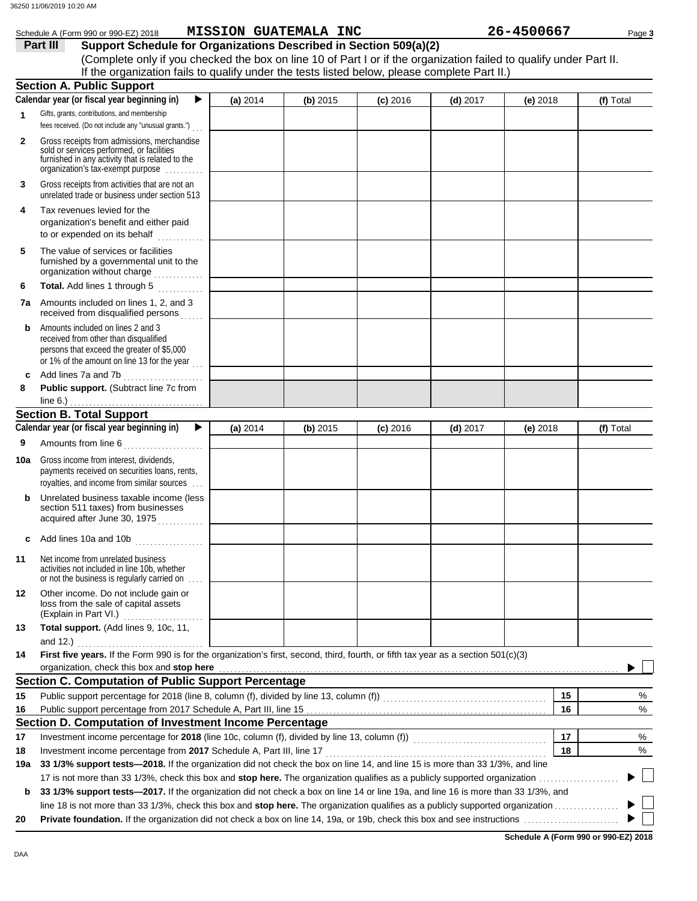Schedule A (Form 990 or 990-EZ) 2018 **MISSION GUATEMALA INC** **26-4500667**

## Part III Support Schedule for Organizations Described in Section 509(a)(2)

(Complete only if you checked the box on line 10 of Part I or if the organization failed to qualify under Part II. If the organization fails to qualify under the tests listed below, please complete Part II.)

### Section A. Public Support

| Calendar year (or fiscal year beginning in) ▶ | (a) 2014 | (b) 2015 | (c) 2016 | (d) 2017 | (e) 2018 | (f) Total |
|---|---|---|---|---|---|---|
| **1** Gifts, grants, contributions, and membership fees received. (Do not include any "unusual grants.") | | | | | | |
| **2** Gross receipts from admissions, merchandise sold or services performed, or facilities furnished in any activity that is related to the organization's tax-exempt purpose | | | | | | |
| **3** Gross receipts from activities that are not an unrelated trade or business under section 513 | | | | | | |
| **4** Tax revenues levied for the organization's benefit and either paid to or expended on its behalf | | | | | | |
| **5** The value of services or facilities furnished by a governmental unit to the organization without charge | | | | | | |
| **6** **Total.** Add lines 1 through 5 | | | | | | |
| **7a** Amounts included on lines 1, 2, and 3 received from disqualified persons | | | | | | |
| **b** Amounts included on lines 2 and 3 received from other than disqualified persons that exceed the greater of $5,000 or 1% of the amount on line 13 for the year | | | | | | |
| **c** Add lines 7a and 7b | | | | | | |
| **8** **Public support.** (Subtract line 7c from line 6.) | | | | | | |

### Section B. Total Support

| Calendar year (or fiscal year beginning in) ▶ | (a) 2014 | (b) 2015 | (c) 2016 | (d) 2017 | (e) 2018 | (f) Total |
|---|---|---|---|---|---|---|
| **9** Amounts from line 6 | | | | | | |
| **10a** Gross income from interest, dividends, payments received on securities loans, rents, royalties, and income from similar sources | | | | | | |
| **b** Unrelated business taxable income (less section 511 taxes) from businesses acquired after June 30, 1975 | | | | | | |
| **c** Add lines 10a and 10b | | | | | | |
| **11** Net income from unrelated business activities not included in line 10b, whether or not the business is regularly carried on | | | | | | |
| **12** Other income. Do not include gain or loss from the sale of capital assets (Explain in Part VI.) | | | | | | |
| **13** **Total support.** (Add lines 9, 10c, 11, and 12.) | | | | | | |

**14** **First five years.** If the Form 990 is for the organization's first, second, third, fourth, or fifth tax year as a section 501(c)(3) organization, check this box and **stop here** ▶ ☐

### Section C. Computation of Public Support Percentage

| | | | |
|---|---|---|---|
| **15** | Public support percentage for 2018 (line 8, column (f), divided by line 13, column (f)) | 15 | % |
| **16** | Public support percentage from 2017 Schedule A, Part III, line 15 | 16 | % |

### Section D. Computation of Investment Income Percentage

| | | | |
|---|---|---|---|
| **17** | Investment income percentage for **2018** (line 10c, column (f), divided by line 13, column (f)) | 17 | % |
| **18** | Investment income percentage from **2017** Schedule A, Part III, line 17 | 18 | % |

**19a** **33 1/3% support tests—2018.** If the organization did not check the box on line 14, and line 15 is more than 33 1/3%, and line 17 is not more than 33 1/3%, check this box and **stop here.** The organization qualifies as a publicly supported organization ▶ ☐

**b** **33 1/3% support tests—2017.** If the organization did not check a box on line 14 or line 19a, and line 16 is more than 33 1/3%, and line 18 is not more than 33 1/3%, check this box and **stop here.** The organization qualifies as a publicly supported organization ▶ ☐

**20** **Private foundation.** If the organization did not check a box on line 14, 19a, or 19b, check this box and see instructions ▶ ☐

**Schedule A (Form 990 or 990-EZ) 2018**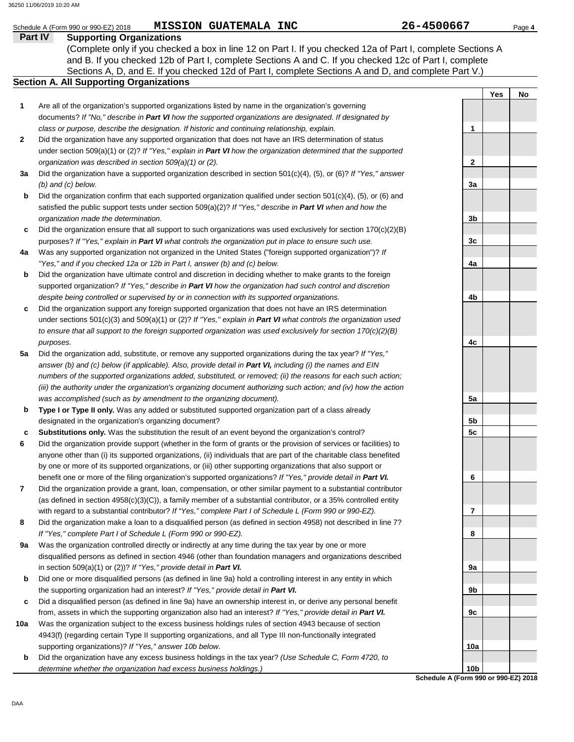Schedule A (Form 990 or 990-EZ) 2018 **MISSION GUATEMALA INC** **26-4500667**

## Part IV Supporting Organizations

(Complete only if you checked a box in line 12 on Part I. If you checked 12a of Part I, complete Sections A and B. If you checked 12b of Part I, complete Sections A and C. If you checked 12c of Part I, complete Sections A, D, and E. If you checked 12d of Part I, complete Sections A and D, and complete Part V.)

### Section A. All Supporting Organizations

| | | | Yes | No |
|---|---|---|---|---|
| **1** | Are all of the organization's supported organizations listed by name in the organization's governing documents? *If "No," describe in **Part VI** how the supported organizations are designated. If designated by class or purpose, describe the designation. If historic and continuing relationship, explain.* | 1 | | |
| **2** | Did the organization have any supported organization that does not have an IRS determination of status under section 509(a)(1) or (2)? *If "Yes," explain in **Part VI** how the organization determined that the supported organization was described in section 509(a)(1) or (2).* | 2 | | |
| **3a** | Did the organization have a supported organization described in section 501(c)(4), (5), or (6)? *If "Yes," answer (b) and (c) below.* | 3a | | |
| **b** | Did the organization confirm that each supported organization qualified under section 501(c)(4), (5), or (6) and satisfied the public support tests under section 509(a)(2)? *If "Yes," describe in **Part VI** when and how the organization made the determination.* | 3b | | |
| **c** | Did the organization ensure that all support to such organizations was used exclusively for section 170(c)(2)(B) purposes? *If "Yes," explain in **Part VI** what controls the organization put in place to ensure such use.* | 3c | | |
| **4a** | Was any supported organization not organized in the United States ("foreign supported organization")? *If "Yes," and if you checked 12a or 12b in Part I, answer (b) and (c) below.* | 4a | | |
| **b** | Did the organization have ultimate control and discretion in deciding whether to make grants to the foreign supported organization? *If "Yes," describe in **Part VI** how the organization had such control and discretion despite being controlled or supervised by or in connection with its supported organizations.* | 4b | | |
| **c** | Did the organization support any foreign supported organization that does not have an IRS determination under sections 501(c)(3) and 509(a)(1) or (2)? *If "Yes," explain in **Part VI** what controls the organization used to ensure that all support to the foreign supported organization was used exclusively for section 170(c)(2)(B) purposes.* | 4c | | |
| **5a** | Did the organization add, substitute, or remove any supported organizations during the tax year? *If "Yes," answer (b) and (c) below (if applicable). Also, provide detail in **Part VI,** including (i) the names and EIN numbers of the supported organizations added, substituted, or removed; (ii) the reasons for each such action; (iii) the authority under the organization's organizing document authorizing such action; and (iv) how the action was accomplished (such as by amendment to the organizing document).* | 5a | | |
| **b** | **Type I or Type II only.** Was any added or substituted supported organization part of a class already designated in the organization's organizing document? | 5b | | |
| **c** | **Substitutions only.** Was the substitution the result of an event beyond the organization's control? | 5c | | |
| **6** | Did the organization provide support (whether in the form of grants or the provision of services or facilities) to anyone other than (i) its supported organizations, (ii) individuals that are part of the charitable class benefited by one or more of its supported organizations, or (iii) other supporting organizations that also support or benefit one or more of the filing organization's supported organizations? *If "Yes," provide detail in **Part VI.*** | 6 | | |
| **7** | Did the organization provide a grant, loan, compensation, or other similar payment to a substantial contributor (as defined in section 4958(c)(3)(C)), a family member of a substantial contributor, or a 35% controlled entity with regard to a substantial contributor? *If "Yes," complete Part I of Schedule L (Form 990 or 990-EZ).* | 7 | | |
| **8** | Did the organization make a loan to a disqualified person (as defined in section 4958) not described in line 7? *If "Yes," complete Part I of Schedule L (Form 990 or 990-EZ).* | 8 | | |
| **9a** | Was the organization controlled directly or indirectly at any time during the tax year by one or more disqualified persons as defined in section 4946 (other than foundation managers and organizations described in section 509(a)(1) or (2))? *If "Yes," provide detail in **Part VI.*** | 9a | | |
| **b** | Did one or more disqualified persons (as defined in line 9a) hold a controlling interest in any entity in which the supporting organization had an interest? *If "Yes," provide detail in **Part VI.*** | 9b | | |
| **c** | Did a disqualified person (as defined in line 9a) have an ownership interest in, or derive any personal benefit from, assets in which the supporting organization also had an interest? *If "Yes," provide detail in **Part VI.*** | 9c | | |
| **10a** | Was the organization subject to the excess business holdings rules of section 4943 because of section 4943(f) (regarding certain Type II supporting organizations, and all Type III non-functionally integrated supporting organizations)? *If "Yes," answer 10b below.* | 10a | | |
| **b** | Did the organization have any excess business holdings in the tax year? *(Use Schedule C, Form 4720, to determine whether the organization had excess business holdings.)* | 10b | | |

**Schedule A (Form 990 or 990-EZ) 2018**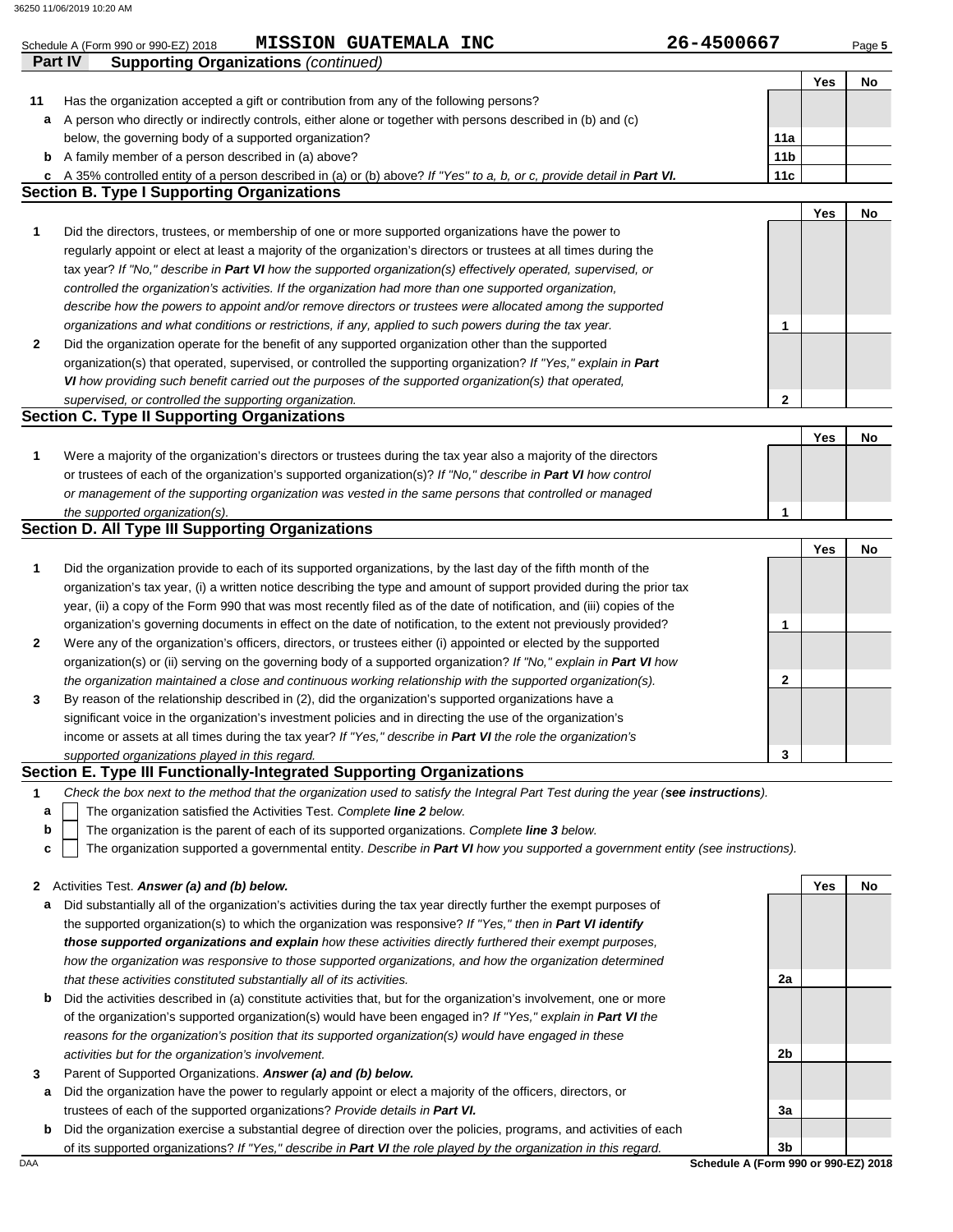Schedule A (Form 990 or 990-EZ) 2018 **MISSION GUATEMALA INC** 26-4500667

## Part IV Supporting Organizations *(continued)*

| | | | Yes | No |
|---|---|---|---|---|
| **11** | Has the organization accepted a gift or contribution from any of the following persons? | | | |
| **a** | A person who directly or indirectly controls, either alone or together with persons described in (b) and (c) below, the governing body of a supported organization? | 11a | | |
| **b** | A family member of a person described in (a) above? | 11b | | |
| **c** | A 35% controlled entity of a person described in (a) or (b) above? *If "Yes" to a, b, or c, provide detail in* ***Part VI.*** | 11c | | |

### Section B. Type I Supporting Organizations

| | | | Yes | No |
|---|---|---|---|---|
| **1** | Did the directors, trustees, or membership of one or more supported organizations have the power to regularly appoint or elect at least a majority of the organization's directors or trustees at all times during the tax year? *If "No," describe in* ***Part VI*** *how the supported organization(s) effectively operated, supervised, or controlled the organization's activities. If the organization had more than one supported organization, describe how the powers to appoint and/or remove directors or trustees were allocated among the supported organizations and what conditions or restrictions, if any, applied to such powers during the tax year.* | 1 | | |
| **2** | Did the organization operate for the benefit of any supported organization other than the supported organization(s) that operated, supervised, or controlled the supporting organization? *If "Yes," explain in* ***Part VI*** *how providing such benefit carried out the purposes of the supported organization(s) that operated, supervised, or controlled the supporting organization.* | 2 | | |

### Section C. Type II Supporting Organizations

| | | | Yes | No |
|---|---|---|---|---|
| **1** | Were a majority of the organization's directors or trustees during the tax year also a majority of the directors or trustees of each of the organization's supported organization(s)? *If "No," describe in* ***Part VI*** *how control or management of the supporting organization was vested in the same persons that controlled or managed the supported organization(s).* | 1 | | |

### Section D. All Type III Supporting Organizations

| | | | Yes | No |
|---|---|---|---|---|
| **1** | Did the organization provide to each of its supported organizations, by the last day of the fifth month of the organization's tax year, (i) a written notice describing the type and amount of support provided during the prior tax year, (ii) a copy of the Form 990 that was most recently filed as of the date of notification, and (iii) copies of the organization's governing documents in effect on the date of notification, to the extent not previously provided? | 1 | | |
| **2** | Were any of the organization's officers, directors, or trustees either (i) appointed or elected by the supported organization(s) or (ii) serving on the governing body of a supported organization? *If "No," explain in* ***Part VI*** *how the organization maintained a close and continuous working relationship with the supported organization(s).* | 2 | | |
| **3** | By reason of the relationship described in (2), did the organization's supported organizations have a significant voice in the organization's investment policies and in directing the use of the organization's income or assets at all times during the tax year? *If "Yes," describe in* ***Part VI*** *the role the organization's supported organizations played in this regard.* | 3 | | |

### Section E. Type III Functionally-Integrated Supporting Organizations

**1** *Check the box next to the method that the organization used to satisfy the Integral Part Test during the year (**see instructions**).*

- **a** ☐ The organization satisfied the Activities Test. *Complete **line 2** below.*
- **b** ☐ The organization is the parent of each of its supported organizations. *Complete **line 3** below.*
- **c** ☐ The organization supported a governmental entity. *Describe in **Part VI** how you supported a government entity (see instructions).*

| | | | Yes | No |
|---|---|---|---|---|
| **2** | Activities Test. ***Answer (a) and (b) below.*** | | | |
| **a** | Did substantially all of the organization's activities during the tax year directly further the exempt purposes of the supported organization(s) to which the organization was responsive? *If "Yes," then in* ***Part VI identify those supported organizations and explain*** *how these activities directly furthered their exempt purposes, how the organization was responsive to those supported organizations, and how the organization determined that these activities constituted substantially all of its activities.* | 2a | | |
| **b** | Did the activities described in (a) constitute activities that, but for the organization's involvement, one or more of the organization's supported organization(s) would have been engaged in? *If "Yes," explain in* ***Part VI*** *the reasons for the organization's position that its supported organization(s) would have engaged in these activities but for the organization's involvement.* | 2b | | |
| **3** | Parent of Supported Organizations. ***Answer (a) and (b) below.*** | | | |
| **a** | Did the organization have the power to regularly appoint or elect a majority of the officers, directors, or trustees of each of the supported organizations? *Provide details in* ***Part VI.*** | 3a | | |
| **b** | Did the organization exercise a substantial degree of direction over the policies, programs, and activities of each of its supported organizations? *If "Yes," describe in* ***Part VI*** *the role played by the organization in this regard.* | 3b | | |

DAA **Schedule A (Form 990 or 990-EZ) 2018**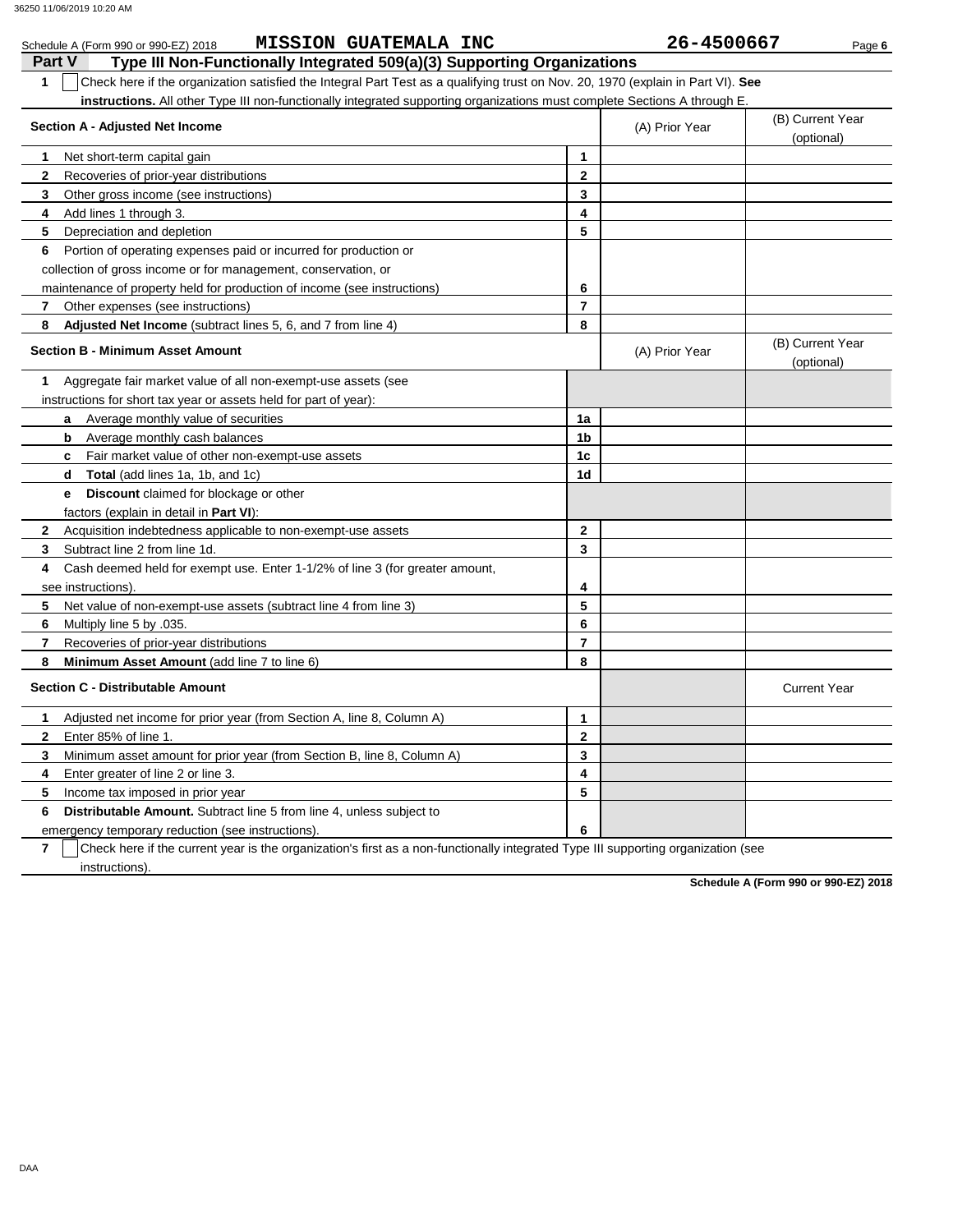Schedule A (Form 990 or 990-EZ) 2018 **MISSION GUATEMALA INC** **26-4500667**

## Part V — Type III Non-Functionally Integrated 509(a)(3) Supporting Organizations

**1** ☐ Check here if the organization satisfied the Integral Part Test as a qualifying trust on Nov. 20, 1970 (explain in Part VI). **See instructions.** All other Type III non-functionally integrated supporting organizations must complete Sections A through E.

| Section A - Adjusted Net Income | | (A) Prior Year | (B) Current Year (optional) |
|---|---|---|---|
| **1** Net short-term capital gain | 1 | | |
| **2** Recoveries of prior-year distributions | 2 | | |
| **3** Other gross income (see instructions) | 3 | | |
| **4** Add lines 1 through 3. | 4 | | |
| **5** Depreciation and depletion | 5 | | |
| **6** Portion of operating expenses paid or incurred for production or collection of gross income or for management, conservation, or maintenance of property held for production of income (see instructions) | 6 | | |
| **7** Other expenses (see instructions) | 7 | | |
| **8** **Adjusted Net Income** (subtract lines 5, 6, and 7 from line 4) | 8 | | |

| Section B - Minimum Asset Amount | | (A) Prior Year | (B) Current Year (optional) |
|---|---|---|---|
| **1** Aggregate fair market value of all non-exempt-use assets (see instructions for short tax year or assets held for part of year): | | | |
| **a** Average monthly value of securities | 1a | | |
| **b** Average monthly cash balances | 1b | | |
| **c** Fair market value of other non-exempt-use assets | 1c | | |
| **d** **Total** (add lines 1a, 1b, and 1c) | 1d | | |
| **e** **Discount** claimed for blockage or other factors (explain in detail in **Part VI**): | | | |
| **2** Acquisition indebtedness applicable to non-exempt-use assets | 2 | | |
| **3** Subtract line 2 from line 1d. | 3 | | |
| **4** Cash deemed held for exempt use. Enter 1-1/2% of line 3 (for greater amount, see instructions). | 4 | | |
| **5** Net value of non-exempt-use assets (subtract line 4 from line 3) | 5 | | |
| **6** Multiply line 5 by .035. | 6 | | |
| **7** Recoveries of prior-year distributions | 7 | | |
| **8** **Minimum Asset Amount** (add line 7 to line 6) | 8 | | |

| Section C - Distributable Amount | | | Current Year |
|---|---|---|---|
| **1** Adjusted net income for prior year (from Section A, line 8, Column A) | 1 | | |
| **2** Enter 85% of line 1. | 2 | | |
| **3** Minimum asset amount for prior year (from Section B, line 8, Column A) | 3 | | |
| **4** Enter greater of line 2 or line 3. | 4 | | |
| **5** Income tax imposed in prior year | 5 | | |
| **6** **Distributable Amount.** Subtract line 5 from line 4, unless subject to emergency temporary reduction (see instructions). | 6 | | |

**7** ☐ Check here if the current year is the organization's first as a non-functionally integrated Type III supporting organization (see instructions).

**Schedule A (Form 990 or 990-EZ) 2018**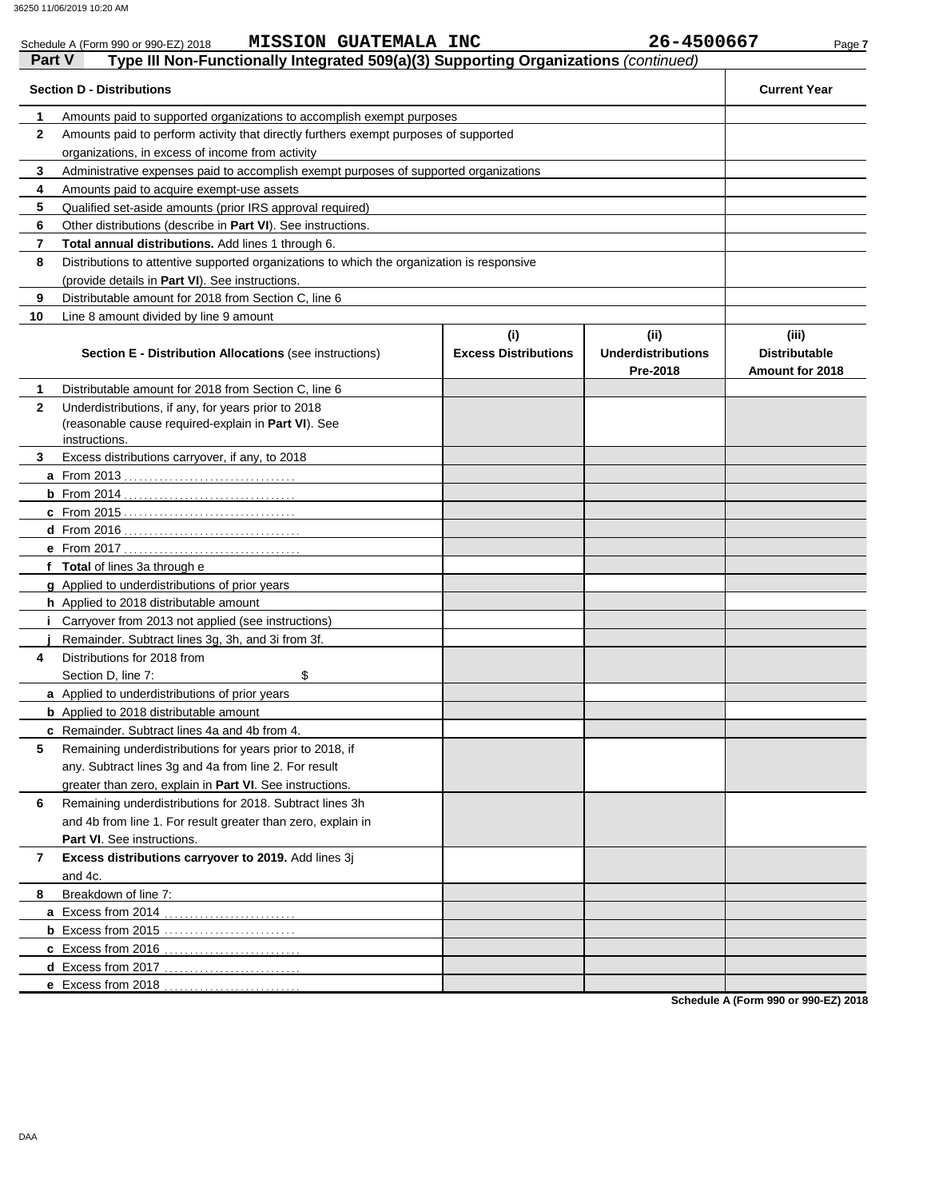Schedule A (Form 990 or 990-EZ) 2018 **MISSION GUATEMALA INC** **26-4500667**

## Part V Type III Non-Functionally Integrated 509(a)(3) Supporting Organizations *(continued)*

| Section D - Distributions | | Current Year |
|---|---|---|
| **1** | Amounts paid to supported organizations to accomplish exempt purposes | |
| **2** | Amounts paid to perform activity that directly furthers exempt purposes of supported organizations, in excess of income from activity | |
| **3** | Administrative expenses paid to accomplish exempt purposes of supported organizations | |
| **4** | Amounts paid to acquire exempt-use assets | |
| **5** | Qualified set-aside amounts (prior IRS approval required) | |
| **6** | Other distributions (describe in **Part VI**). See instructions. | |
| **7** | **Total annual distributions.** Add lines 1 through 6. | |
| **8** | Distributions to attentive supported organizations to which the organization is responsive (provide details in **Part VI**). See instructions. | |
| **9** | Distributable amount for 2018 from Section C, line 6 | |
| **10** | Line 8 amount divided by line 9 amount | |

| | **Section E - Distribution Allocations** (see instructions) | (i) Excess Distributions | (ii) Underdistributions Pre-2018 | (iii) Distributable Amount for 2018 |
|---|---|---|---|---|
| **1** | Distributable amount for 2018 from Section C, line 6 | | | |
| **2** | Underdistributions, if any, for years prior to 2018 (reasonable cause required-explain in **Part VI**). See instructions. | | | |
| **3** | Excess distributions carryover, if any, to 2018 | | | |
| **a** | From 2013 | | | |
| **b** | From 2014 | | | |
| **c** | From 2015 | | | |
| **d** | From 2016 | | | |
| **e** | From 2017 | | | |
| **f** | **Total** of lines 3a through e | | | |
| **g** | Applied to underdistributions of prior years | | | |
| **h** | Applied to 2018 distributable amount | | | |
| **i** | Carryover from 2013 not applied (see instructions) | | | |
| **j** | Remainder. Subtract lines 3g, 3h, and 3i from 3f. | | | |
| **4** | Distributions for 2018 from Section D, line 7: $ | | | |
| **a** | Applied to underdistributions of prior years | | | |
| **b** | Applied to 2018 distributable amount | | | |
| **c** | Remainder. Subtract lines 4a and 4b from 4. | | | |
| **5** | Remaining underdistributions for years prior to 2018, if any. Subtract lines 3g and 4a from line 2. For result greater than zero, explain in **Part VI**. See instructions. | | | |
| **6** | Remaining underdistributions for 2018. Subtract lines 3h and 4b from line 1. For result greater than zero, explain in **Part VI**. See instructions. | | | |
| **7** | **Excess distributions carryover to 2019.** Add lines 3j and 4c. | | | |
| **8** | Breakdown of line 7: | | | |
| **a** | Excess from 2014 | | | |
| **b** | Excess from 2015 | | | |
| **c** | Excess from 2016 | | | |
| **d** | Excess from 2017 | | | |
| **e** | Excess from 2018 | | | |

**Schedule A (Form 990 or 990-EZ) 2018**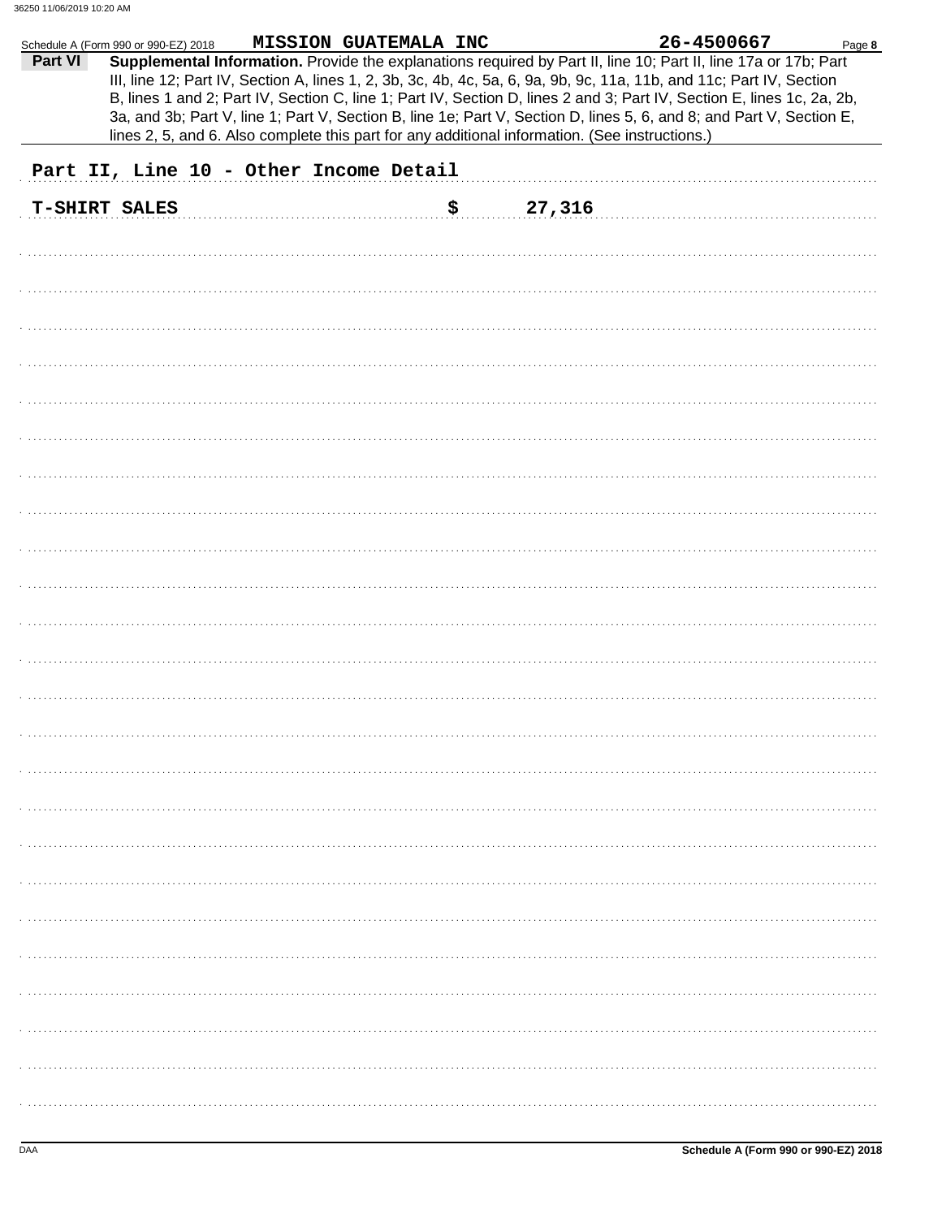Schedule A (Form 990 or 990-EZ) 2018 **MISSION GUATEMALA INC** **26-4500667**

**Part VI** **Supplemental Information.** Provide the explanations required by Part II, line 10; Part II, line 17a or 17b; Part III, line 12; Part IV, Section A, lines 1, 2, 3b, 3c, 4b, 4c, 5a, 6, 9a, 9b, 9c, 11a, 11b, and 11c; Part IV, Section B, lines 1 and 2; Part IV, Section C, line 1; Part IV, Section D, lines 2 and 3; Part IV, Section E, lines 1c, 2a, 2b, 3a, and 3b; Part V, line 1; Part V, Section B, line 1e; Part V, Section D, lines 5, 6, and 8; and Part V, Section E, lines 2, 5, and 6. Also complete this part for any additional information. (See instructions.)

**Part II, Line 10 - Other Income Detail**

| | |
|---|---|
| **T-SHIRT SALES** | **$ 27,316** |

Schedule A (Form 990 or 990-EZ) 2018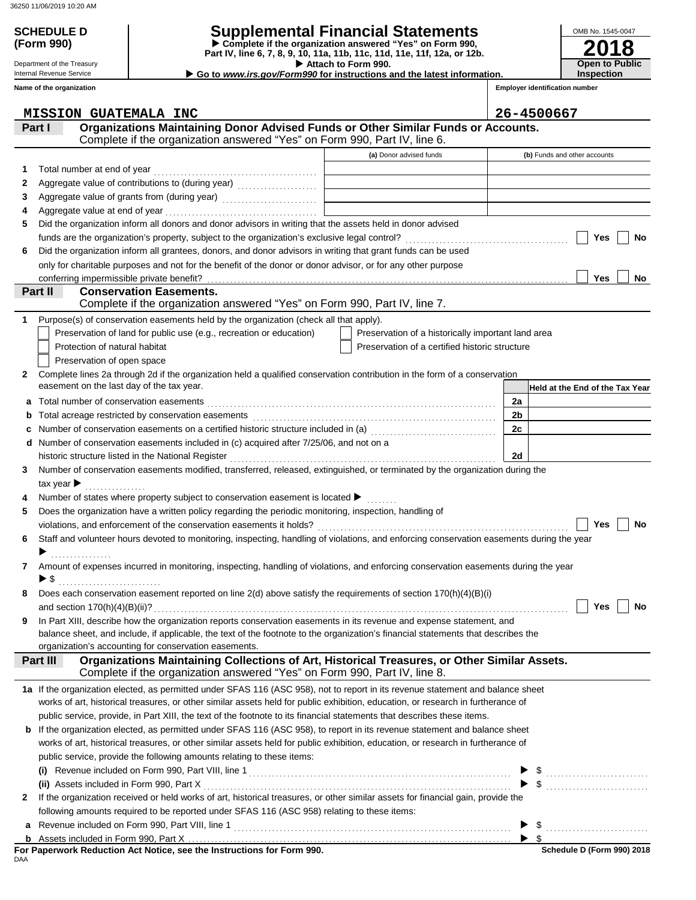**SCHEDULE D (Form 990)**

Department of the Treasury
Internal Revenue Service

# Supplemental Financial Statements

▶ Complete if the organization answered "Yes" on Form 990, Part IV, line 6, 7, 8, 9, 10, 11a, 11b, 11c, 11d, 11e, 11f, 12a, or 12b.
▶ Attach to Form 990.
▶ Go to *www.irs.gov/Form990* for instructions and the latest information.

OMB No. 1545-0047

**2018**

**Open to Public Inspection**

Name of the organization: MISSION GUATEMALA INC

Employer identification number: 26-4500667

## Part I Organizations Maintaining Donor Advised Funds or Other Similar Funds or Accounts.
Complete if the organization answered "Yes" on Form 990, Part IV, line 6.

| | | (a) Donor advised funds | (b) Funds and other accounts |
|---|---|---|---|
| 1 | Total number at end of year | | |
| 2 | Aggregate value of contributions to (during year) | | |
| 3 | Aggregate value of grants from (during year) | | |
| 4 | Aggregate value at end of year | | |

5 Did the organization inform all donors and donor advisors in writing that the assets held in donor advised funds are the organization's property, subject to the organization's exclusive legal control? ☐ Yes ☐ No

6 Did the organization inform all grantees, donors, and donor advisors in writing that grant funds can be used only for charitable purposes and not for the benefit of the donor or donor advisor, or for any other purpose conferring impermissible private benefit? ☐ Yes ☐ No

## Part II Conservation Easements.
Complete if the organization answered "Yes" on Form 990, Part IV, line 7.

1 Purpose(s) of conservation easements held by the organization (check all that apply).

- ☐ Preservation of land for public use (e.g., recreation or education)
- ☐ Protection of natural habitat
- ☐ Preservation of open space
- ☐ Preservation of a historically important land area
- ☐ Preservation of a certified historic structure

2 Complete lines 2a through 2d if the organization held a qualified conservation contribution in the form of a conservation easement on the last day of the tax year.

| | | | Held at the End of the Tax Year |
|---|---|---|---|
| a | Total number of conservation easements | 2a | |
| b | Total acreage restricted by conservation easements | 2b | |
| c | Number of conservation easements on a certified historic structure included in (a) | 2c | |
| d | Number of conservation easements included in (c) acquired after 7/25/06, and not on a historic structure listed in the National Register | 2d | |

3 Number of conservation easements modified, transferred, released, extinguished, or terminated by the organization during the tax year ▶

4 Number of states where property subject to conservation easement is located ▶

5 Does the organization have a written policy regarding the periodic monitoring, inspection, handling of violations, and enforcement of the conservation easements it holds? ☐ Yes ☐ No

6 Staff and volunteer hours devoted to monitoring, inspecting, handling of violations, and enforcing conservation easements during the year ▶

7 Amount of expenses incurred in monitoring, inspecting, handling of violations, and enforcing conservation easements during the year ▶ $

8 Does each conservation easement reported on line 2(d) above satisfy the requirements of section 170(h)(4)(B)(i) and section 170(h)(4)(B)(ii)? ☐ Yes ☐ No

9 In Part XIII, describe how the organization reports conservation easements in its revenue and expense statement, and balance sheet, and include, if applicable, the text of the footnote to the organization's financial statements that describes the organization's accounting for conservation easements.

## Part III Organizations Maintaining Collections of Art, Historical Treasures, or Other Similar Assets.
Complete if the organization answered "Yes" on Form 990, Part IV, line 8.

1a If the organization elected, as permitted under SFAS 116 (ASC 958), not to report in its revenue statement and balance sheet works of art, historical treasures, or other similar assets held for public exhibition, education, or research in furtherance of public service, provide, in Part XIII, the text of the footnote to its financial statements that describes these items.

b If the organization elected, as permitted under SFAS 116 (ASC 958), to report in its revenue statement and balance sheet works of art, historical treasures, or other similar assets held for public exhibition, education, or research in furtherance of public service, provide the following amounts relating to these items:

(i) Revenue included on Form 990, Part VIII, line 1 ▶ $

(ii) Assets included in Form 990, Part X ▶ $

2 If the organization received or held works of art, historical treasures, or other similar assets for financial gain, provide the following amounts required to be reported under SFAS 116 (ASC 958) relating to these items:

a Revenue included on Form 990, Part VIII, line 1 ▶ $

b Assets included in Form 990, Part X ▶ $

**For Paperwork Reduction Act Notice, see the Instructions for Form 990.** **Schedule D (Form 990) 2018**

DAA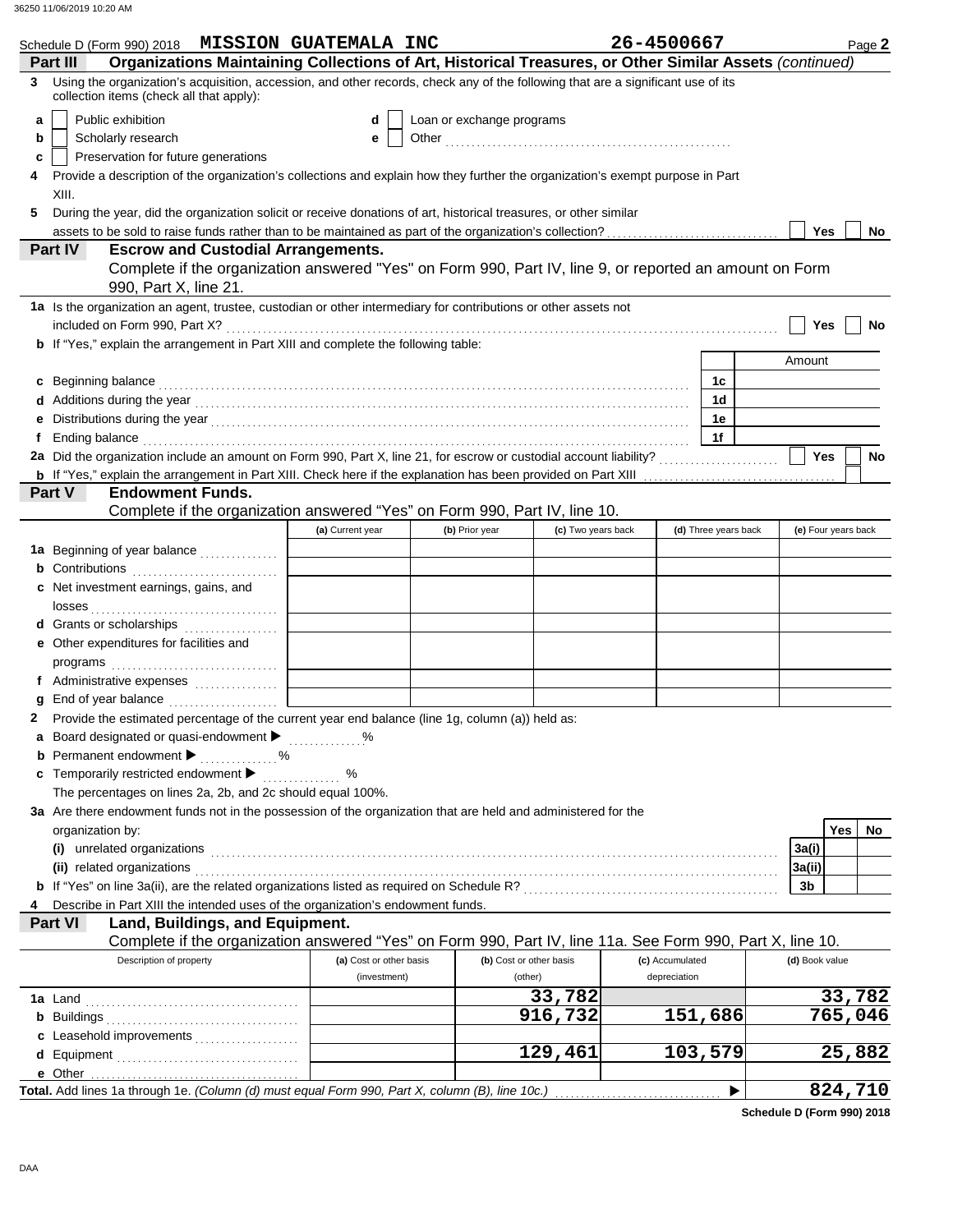Schedule D (Form 990) 2018 **MISSION GUATEMALA INC** **26-4500667** Page **2**

## Part III — Organizations Maintaining Collections of Art, Historical Treasures, or Other Similar Assets *(continued)*

**3** Using the organization's acquisition, accession, and other records, check any of the following that are a significant use of its collection items (check all that apply):

- **a** ☐ Public exhibition
- **b** ☐ Scholarly research
- **c** ☐ Preservation for future generations
- **d** ☐ Loan or exchange programs
- **e** ☐ Other ..........

**4** Provide a description of the organization's collections and explain how they further the organization's exempt purpose in Part XIII.

**5** During the year, did the organization solicit or receive donations of art, historical treasures, or other similar assets to be sold to raise funds rather than to be maintained as part of the organization's collection? ☐ Yes ☐ No

## Part IV — Escrow and Custodial Arrangements.

Complete if the organization answered "Yes" on Form 990, Part IV, line 9, or reported an amount on Form 990, Part X, line 21.

**1a** Is the organization an agent, trustee, custodian or other intermediary for contributions or other assets not included on Form 990, Part X? ☐ Yes ☐ No

**b** If "Yes," explain the arrangement in Part XIII and complete the following table:

| | | | Amount |
|---|---|---|---|
| **c** | Beginning balance | 1c | |
| **d** | Additions during the year | 1d | |
| **e** | Distributions during the year | 1e | |
| **f** | Ending balance | 1f | |

**2a** Did the organization include an amount on Form 990, Part X, line 21, for escrow or custodial account liability? ☐ Yes ☐ No

**b** If "Yes," explain the arrangement in Part XIII. Check here if the explanation has been provided on Part XIII ☐

## Part V — Endowment Funds.

Complete if the organization answered "Yes" on Form 990, Part IV, line 10.

| | (a) Current year | (b) Prior year | (c) Two years back | (d) Three years back | (e) Four years back |
|---|---|---|---|---|---|
| **1a** Beginning of year balance | | | | | |
| **b** Contributions | | | | | |
| **c** Net investment earnings, gains, and losses | | | | | |
| **d** Grants or scholarships | | | | | |
| **e** Other expenditures for facilities and programs | | | | | |
| **f** Administrative expenses | | | | | |
| **g** End of year balance | | | | | |

**2** Provide the estimated percentage of the current year end balance (line 1g, column (a)) held as:

- **a** Board designated or quasi-endowment ▶ ..... %
- **b** Permanent endowment ▶ ..... %
- **c** Temporarily restricted endowment ▶ ..... %

The percentages on lines 2a, 2b, and 2c should equal 100%.

**3a** Are there endowment funds not in the possession of the organization that are held and administered for the organization by:

| | | Yes | No |
|---|---|---|---|
| **(i)** unrelated organizations | 3a(i) | | |
| **(ii)** related organizations | 3a(ii) | | |
| **b** If "Yes" on line 3a(ii), are the related organizations listed as required on Schedule R? | 3b | | |

**4** Describe in Part XIII the intended uses of the organization's endowment funds.

## Part VI — Land, Buildings, and Equipment.

Complete if the organization answered "Yes" on Form 990, Part IV, line 11a. See Form 990, Part X, line 10.

| Description of property | (a) Cost or other basis (investment) | (b) Cost or other basis (other) | (c) Accumulated depreciation | (d) Book value |
|---|---|---|---|---|
| **1a** Land | | 33,782 | | 33,782 |
| **b** Buildings | | 916,732 | 151,686 | 765,046 |
| **c** Leasehold improvements | | | | |
| **d** Equipment | | 129,461 | 103,579 | 25,882 |
| **e** Other | | | | |
| **Total.** Add lines 1a through 1e. *(Column (d) must equal Form 990, Part X, column (B), line 10c.)* | | | ▶ | 824,710 |

**Schedule D (Form 990) 2018**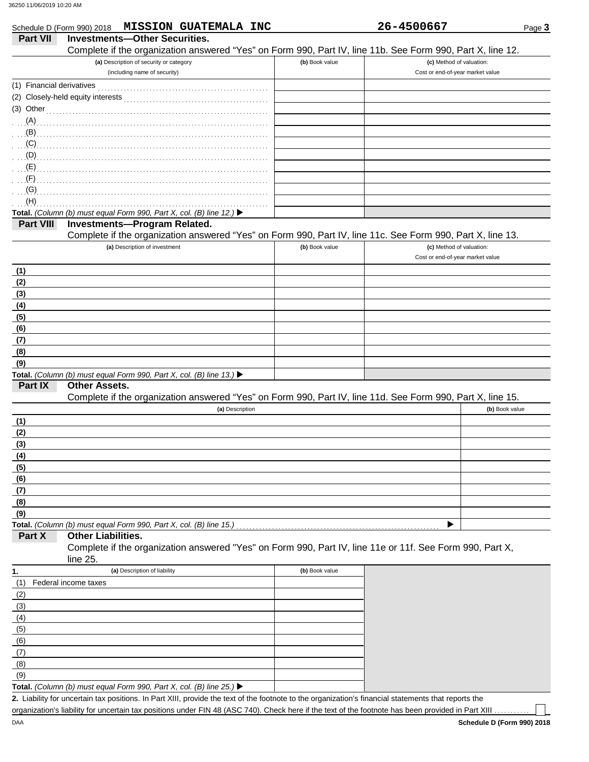Schedule D (Form 990) 2018 **MISSION GUATEMALA INC** **26-4500667**

## Part VII Investments—Other Securities.

Complete if the organization answered "Yes" on Form 990, Part IV, line 11b. See Form 990, Part X, line 12.

| (a) Description of security or category (including name of security) | (b) Book value | (c) Method of valuation: Cost or end-of-year market value |
|---|---|---|
| (1) Financial derivatives | | |
| (2) Closely-held equity interests | | |
| (3) Other | | |
| (A) | | |
| (B) | | |
| (C) | | |
| (D) | | |
| (E) | | |
| (F) | | |
| (G) | | |
| (H) | | |
| **Total.** *(Column (b) must equal Form 990, Part X, col. (B) line 12.)* ▶ | | |

## Part VIII Investments—Program Related.

Complete if the organization answered "Yes" on Form 990, Part IV, line 11c. See Form 990, Part X, line 13.

| (a) Description of investment | (b) Book value | (c) Method of valuation: Cost or end-of-year market value |
|---|---|---|
| (1) | | |
| (2) | | |
| (3) | | |
| (4) | | |
| (5) | | |
| (6) | | |
| (7) | | |
| (8) | | |
| (9) | | |
| **Total.** *(Column (b) must equal Form 990, Part X, col. (B) line 13.)* ▶ | | |

## Part IX Other Assets.

Complete if the organization answered "Yes" on Form 990, Part IV, line 11d. See Form 990, Part X, line 15.

| (a) Description | (b) Book value |
|---|---|
| (1) | |
| (2) | |
| (3) | |
| (4) | |
| (5) | |
| (6) | |
| (7) | |
| (8) | |
| (9) | |
| **Total.** *(Column (b) must equal Form 990, Part X, col. (B) line 15.)* ▶ | |

## Part X Other Liabilities.

Complete if the organization answered "Yes" on Form 990, Part IV, line 11e or 11f. See Form 990, Part X, line 25.

| 1. (a) Description of liability | (b) Book value |
|---|---|
| (1) Federal income taxes | |
| (2) | |
| (3) | |
| (4) | |
| (5) | |
| (6) | |
| (7) | |
| (8) | |
| (9) | |
| **Total.** *(Column (b) must equal Form 990, Part X, col. (B) line 25.)* ▶ | |

**2.** Liability for uncertain tax positions. In Part XIII, provide the text of the footnote to the organization's financial statements that reports the organization's liability for uncertain tax positions under FIN 48 (ASC 740). Check here if the text of the footnote has been provided in Part XIII ☐

**Schedule D (Form 990) 2018**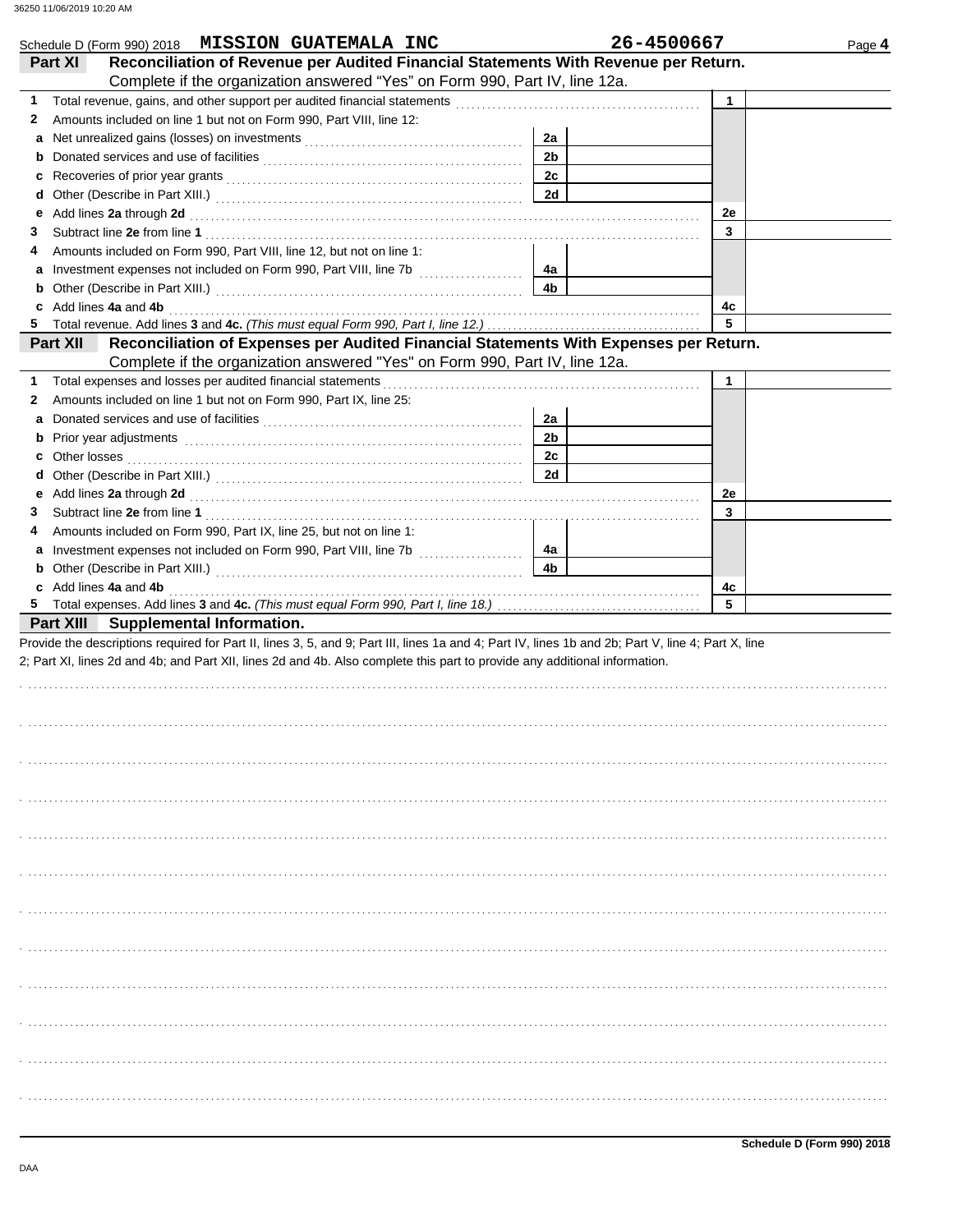Schedule D (Form 990) 2018 **MISSION GUATEMALA INC** **26-4500667** Page **4**

## Part XI Reconciliation of Revenue per Audited Financial Statements With Revenue per Return.

Complete if the organization answered "Yes" on Form 990, Part IV, line 12a.

| | | | | | |
|---|---|---|---|---|---|
| **1** | Total revenue, gains, and other support per audited financial statements | | | 1 | |
| **2** | Amounts included on line 1 but not on Form 990, Part VIII, line 12: | | | | |
| **a** | Net unrealized gains (losses) on investments | 2a | | | |
| **b** | Donated services and use of facilities | 2b | | | |
| **c** | Recoveries of prior year grants | 2c | | | |
| **d** | Other (Describe in Part XIII.) | 2d | | | |
| **e** | Add lines **2a** through **2d** | | | 2e | |
| **3** | Subtract line **2e** from line **1** | | | 3 | |
| **4** | Amounts included on Form 990, Part VIII, line 12, but not on line 1: | | | | |
| **a** | Investment expenses not included on Form 990, Part VIII, line 7b | 4a | | | |
| **b** | Other (Describe in Part XIII.) | 4b | | | |
| **c** | Add lines **4a** and **4b** | | | 4c | |
| **5** | Total revenue. Add lines **3** and **4c.** *(This must equal Form 990, Part I, line 12.)* | | | 5 | |

## Part XII Reconciliation of Expenses per Audited Financial Statements With Expenses per Return.

Complete if the organization answered "Yes" on Form 990, Part IV, line 12a.

| | | | | | |
|---|---|---|---|---|---|
| **1** | Total expenses and losses per audited financial statements | | | 1 | |
| **2** | Amounts included on line 1 but not on Form 990, Part IX, line 25: | | | | |
| **a** | Donated services and use of facilities | 2a | | | |
| **b** | Prior year adjustments | 2b | | | |
| **c** | Other losses | 2c | | | |
| **d** | Other (Describe in Part XIII.) | 2d | | | |
| **e** | Add lines **2a** through **2d** | | | 2e | |
| **3** | Subtract line **2e** from line **1** | | | 3 | |
| **4** | Amounts included on Form 990, Part IX, line 25, but not on line 1: | | | | |
| **a** | Investment expenses not included on Form 990, Part VIII, line 7b | 4a | | | |
| **b** | Other (Describe in Part XIII.) | 4b | | | |
| **c** | Add lines **4a** and **4b** | | | 4c | |
| **5** | Total expenses. Add lines **3** and **4c.** *(This must equal Form 990, Part I, line 18.)* | | | 5 | |

## Part XIII Supplemental Information.

Provide the descriptions required for Part II, lines 3, 5, and 9; Part III, lines 1a and 4; Part IV, lines 1b and 2b; Part V, line 4; Part X, line 2; Part XI, lines 2d and 4b; and Part XII, lines 2d and 4b. Also complete this part to provide any additional information.

Schedule D (Form 990) 2018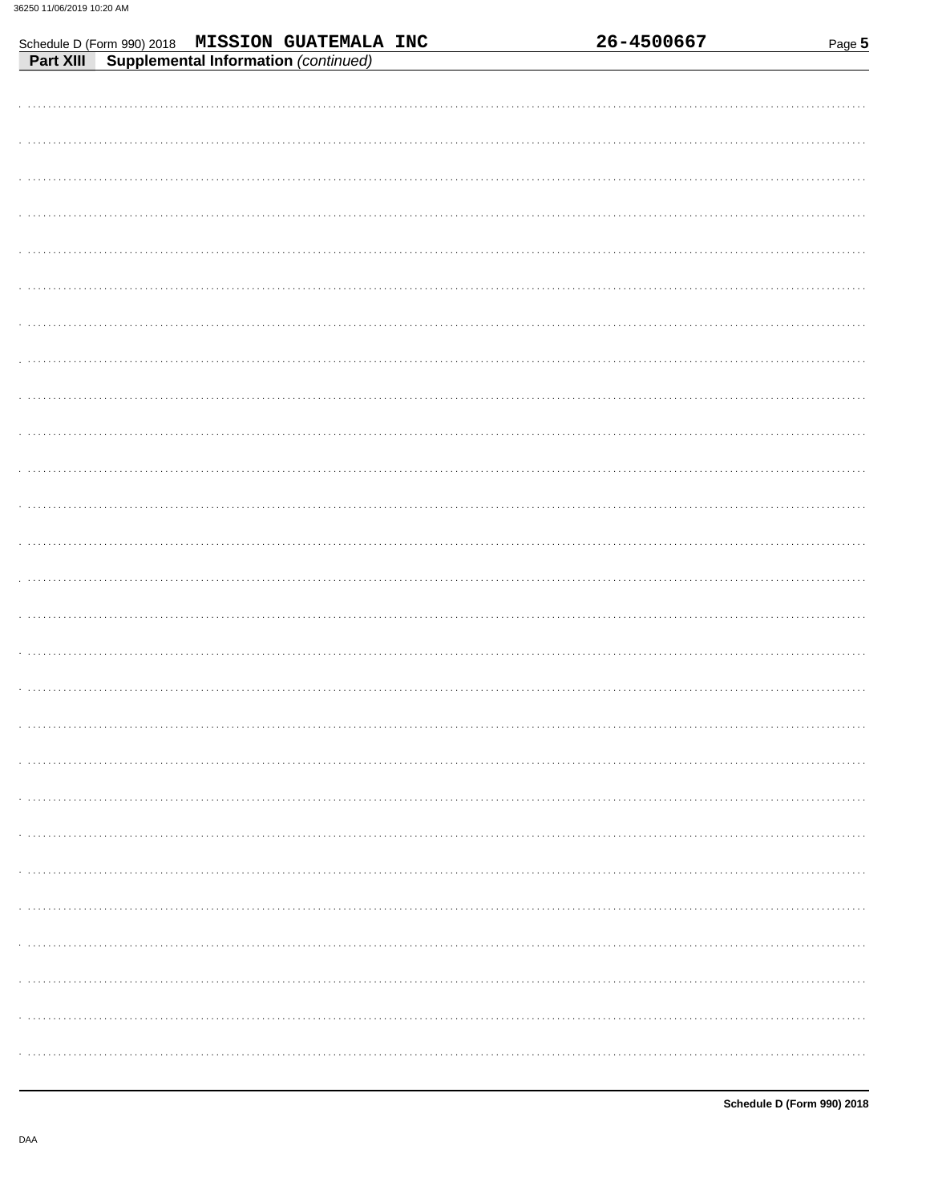Schedule D (Form 990) 2018 **MISSION GUATEMALA INC** **26-4500667**

**Part XIII** **Supplemental Information** *(continued)*

**Schedule D (Form 990) 2018**

DAA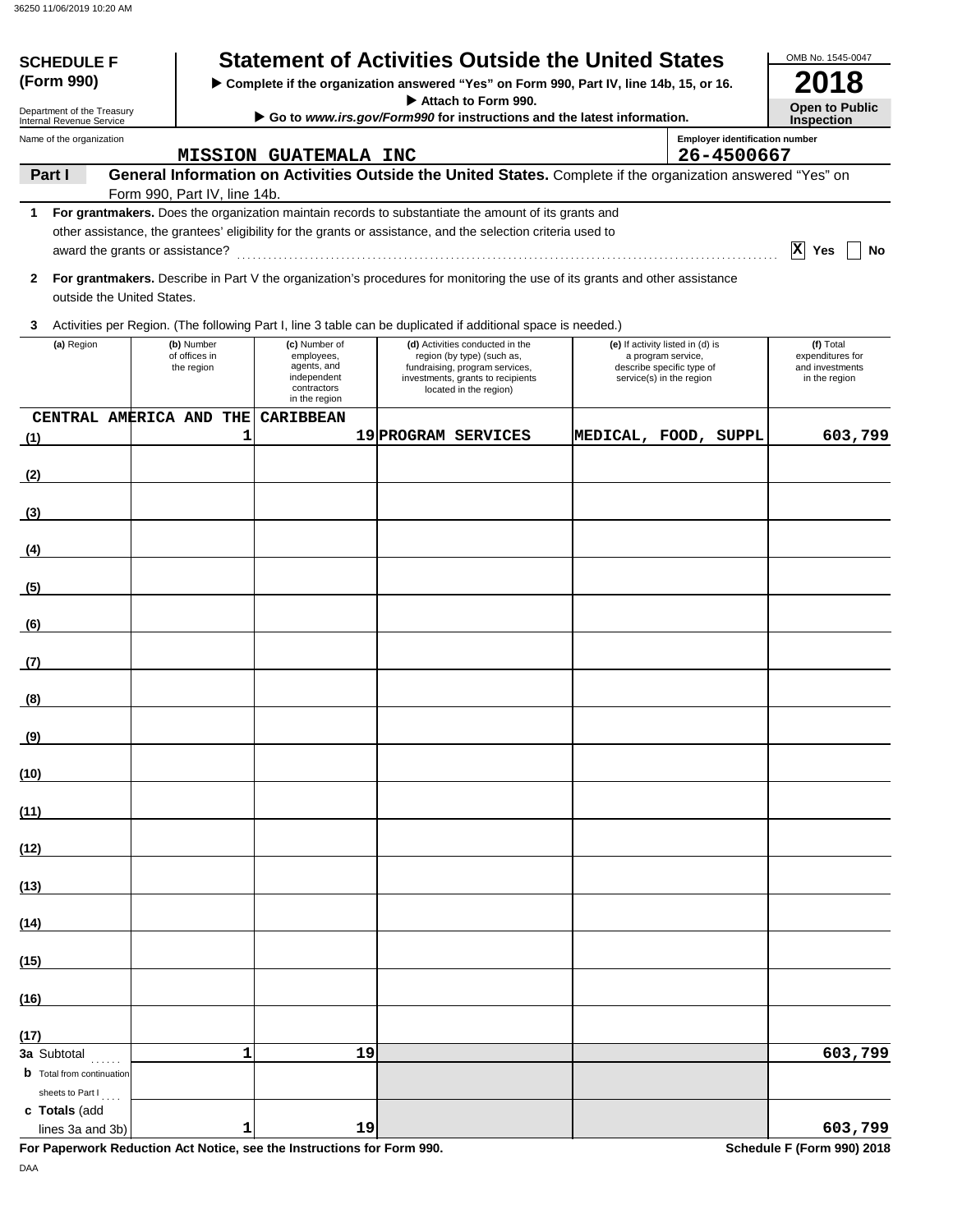# SCHEDULE F (Form 990)

Department of the Treasury
Internal Revenue Service

## Statement of Activities Outside the United States

▶ Complete if the organization answered "Yes" on Form 990, Part IV, line 14b, 15, or 16.
▶ Attach to Form 990.
▶ Go to *www.irs.gov/Form990* for instructions and the latest information.

OMB No. 1545-0047

**2018**

**Open to Public Inspection**

Name of the organization: MISSION GUATEMALA INC

Employer identification number: 26-4500667

**Part I — General Information on Activities Outside the United States.** Complete if the organization answered "Yes" on Form 990, Part IV, line 14b.

1 **For grantmakers.** Does the organization maintain records to substantiate the amount of its grants and other assistance, the grantees' eligibility for the grants or assistance, and the selection criteria used to award the grants or assistance? [X] Yes [ ] No

2 **For grantmakers.** Describe in Part V the organization's procedures for monitoring the use of its grants and other assistance outside the United States.

3 Activities per Region. (The following Part I, line 3 table can be duplicated if additional space is needed.)

| (a) Region | (b) Number of offices in the region | (c) Number of employees, agents, and independent contractors in the region | (d) Activities conducted in the region (by type) (such as, fundraising, program services, investments, grants to recipients located in the region) | (e) If activity listed in (d) is a program service, describe specific type of service(s) in the region | (f) Total expenditures for and investments in the region |
|---|---|---|---|---|---|
| (1) CENTRAL AMERICA AND THE CARIBBEAN | 1 | 19 | PROGRAM SERVICES | MEDICAL, FOOD, SUPPL | 603,799 |
| (2) | | | | | |
| (3) | | | | | |
| (4) | | | | | |
| (5) | | | | | |
| (6) | | | | | |
| (7) | | | | | |
| (8) | | | | | |
| (9) | | | | | |
| (10) | | | | | |
| (11) | | | | | |
| (12) | | | | | |
| (13) | | | | | |
| (14) | | | | | |
| (15) | | | | | |
| (16) | | | | | |
| (17) | | | | | |
| 3a Subtotal | 1 | 19 | | | 603,799 |
| b Total from continuation sheets to Part I | | | | | |
| c Totals (add lines 3a and 3b) | 1 | 19 | | | 603,799 |

**For Paperwork Reduction Act Notice, see the Instructions for Form 990.**

**Schedule F (Form 990) 2018**

DAA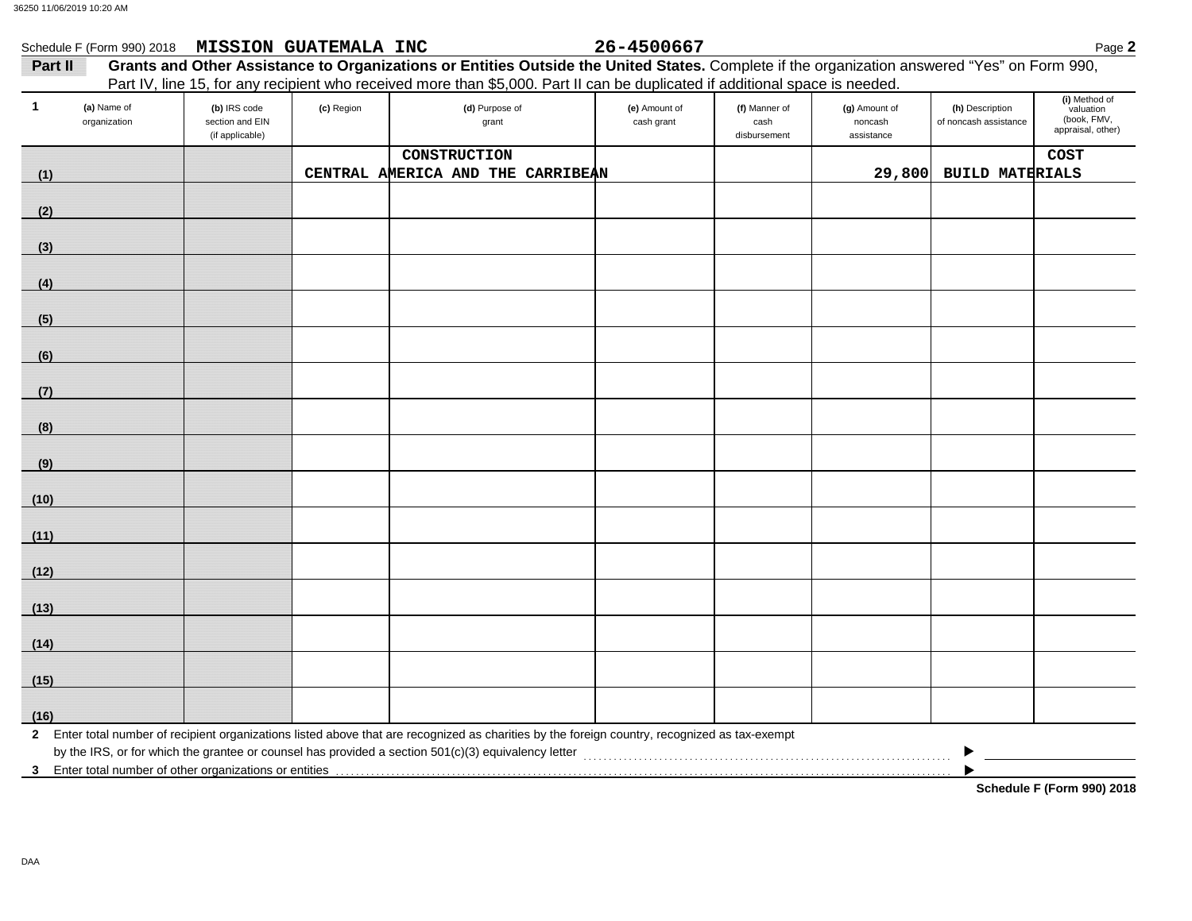Schedule F (Form 990) 2018 **MISSION GUATEMALA INC** **26-4500667** Page **2**

**Part II** **Grants and Other Assistance to Organizations or Entities Outside the United States.** Complete if the organization answered "Yes" on Form 990, Part IV, line 15, for any recipient who received more than $5,000. Part II can be duplicated if additional space is needed.

| 1 | (a) Name of organization | (b) IRS code section and EIN (if applicable) | (c) Region | (d) Purpose of grant | (e) Amount of cash grant | (f) Manner of cash disbursement | (g) Amount of noncash assistance | (h) Description of noncash assistance | (i) Method of valuation (book, FMV, appraisal, other) |
|---|---|---|---|---|---|---|---|---|---|
| (1) | | | CENTRAL AMERICA AND THE CARRIBEAN | CONSTRUCTION | | | 29,800 | BUILD MATERIALS | COST |
| (2) | | | | | | | | | |
| (3) | | | | | | | | | |
| (4) | | | | | | | | | |
| (5) | | | | | | | | | |
| (6) | | | | | | | | | |
| (7) | | | | | | | | | |
| (8) | | | | | | | | | |
| (9) | | | | | | | | | |
| (10) | | | | | | | | | |
| (11) | | | | | | | | | |
| (12) | | | | | | | | | |
| (13) | | | | | | | | | |
| (14) | | | | | | | | | |
| (15) | | | | | | | | | |
| (16) | | | | | | | | | |

**2** Enter total number of recipient organizations listed above that are recognized as charities by the foreign country, recognized as tax-exempt by the IRS, or for which the grantee or counsel has provided a section 501(c)(3) equivalency letter ▶

**3** Enter total number of other organizations or entities ▶

**Schedule F (Form 990) 2018**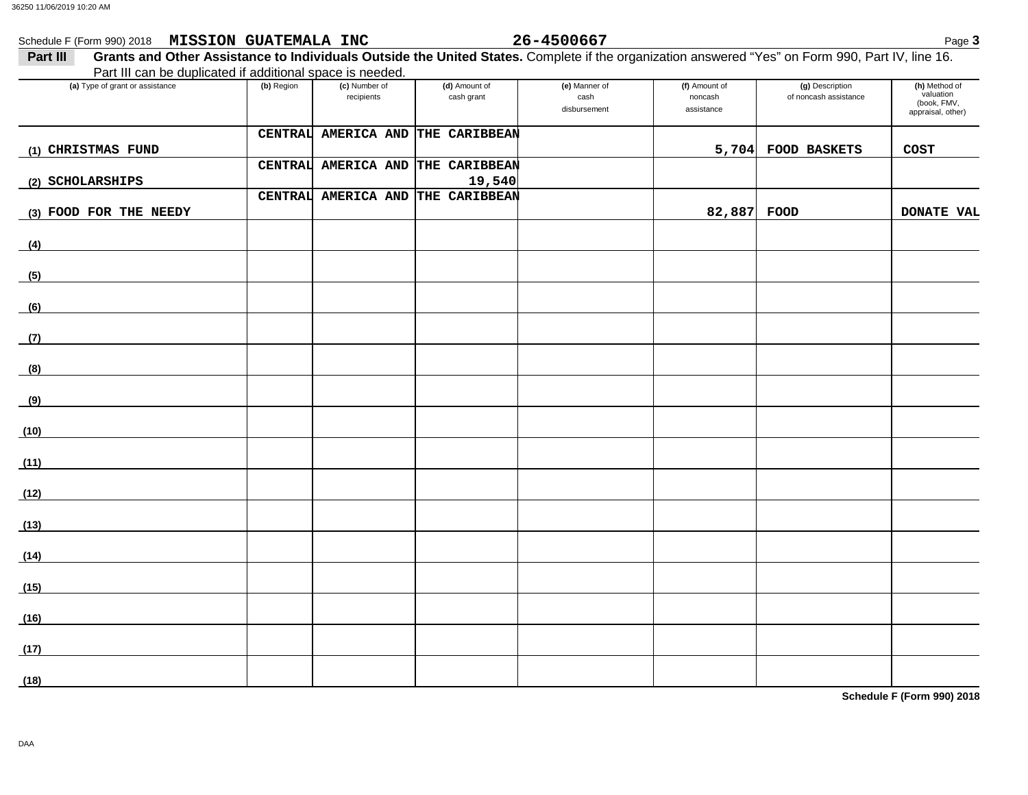Schedule F (Form 990) 2018 **MISSION GUATEMALA INC** **26-4500667** Page **3**

**Part III** **Grants and Other Assistance to Individuals Outside the United States.** Complete if the organization answered "Yes" on Form 990, Part IV, line 16. Part III can be duplicated if additional space is needed.

| (a) Type of grant or assistance | (b) Region | (c) Number of recipients | (d) Amount of cash grant | (e) Manner of cash disbursement | (f) Amount of noncash assistance | (g) Description of noncash assistance | (h) Method of valuation (book, FMV, appraisal, other) |
|---|---|---|---|---|---|---|---|
| (1) CHRISTMAS FUND | CENTRAL AMERICA AND THE CARIBBEAN | | | | 5,704 | FOOD BASKETS | COST |
| (2) SCHOLARSHIPS | CENTRAL AMERICA AND THE CARIBBEAN | | 19,540 | | | | |
| (3) FOOD FOR THE NEEDY | CENTRAL AMERICA AND THE CARIBBEAN | | | | 82,887 | FOOD | DONATE VAL |
| (4) | | | | | | | |
| (5) | | | | | | | |
| (6) | | | | | | | |
| (7) | | | | | | | |
| (8) | | | | | | | |
| (9) | | | | | | | |
| (10) | | | | | | | |
| (11) | | | | | | | |
| (12) | | | | | | | |
| (13) | | | | | | | |
| (14) | | | | | | | |
| (15) | | | | | | | |
| (16) | | | | | | | |
| (17) | | | | | | | |
| (18) | | | | | | | |

**Schedule F (Form 990) 2018**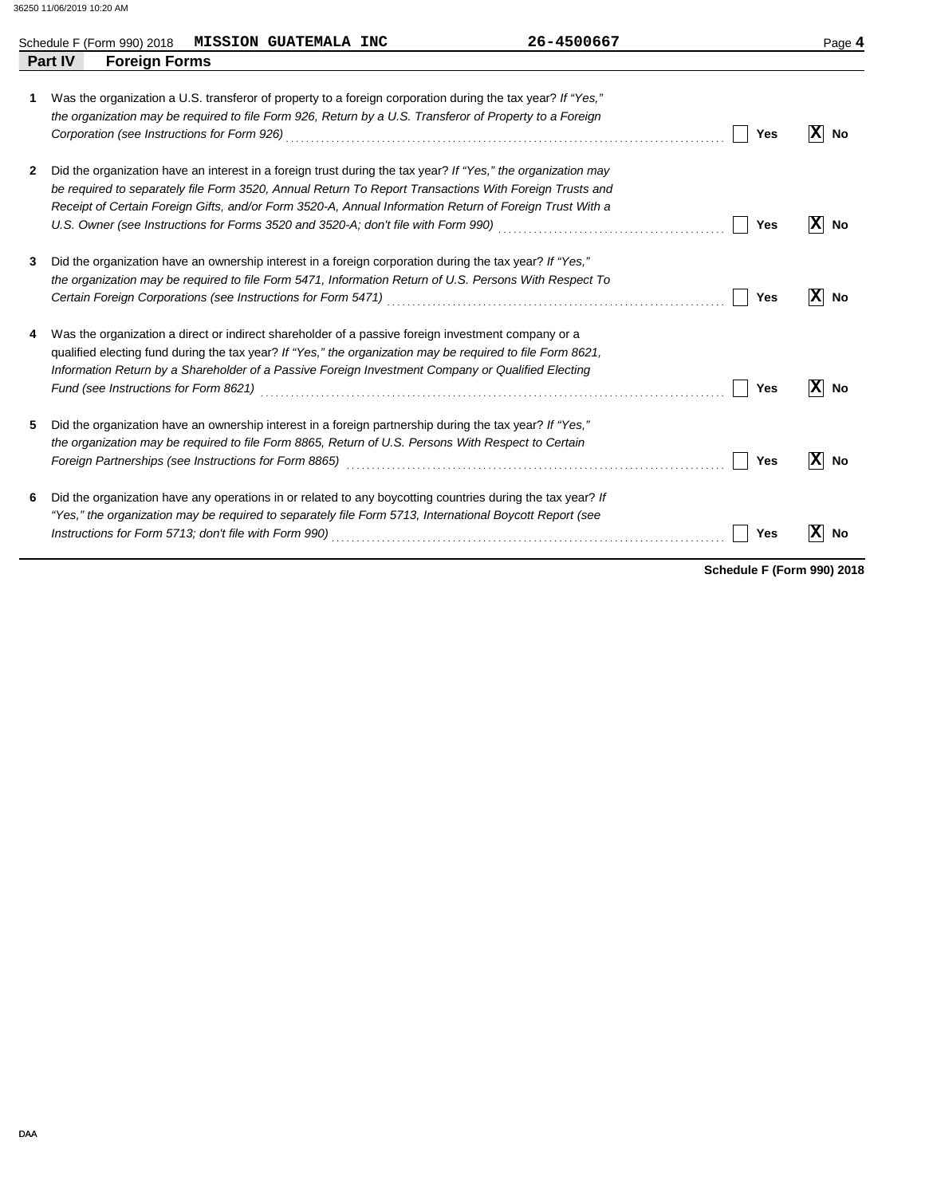Schedule F (Form 990) 2018 **MISSION GUATEMALA INC** 26-4500667

## Part IV Foreign Forms

1 Was the organization a U.S. transferor of property to a foreign corporation during the tax year? *If "Yes," the organization may be required to file Form 926, Return by a U.S. Transferor of Property to a Foreign Corporation (see Instructions for Form 926)* ☐ Yes ☒ No

2 Did the organization have an interest in a foreign trust during the tax year? *If "Yes," the organization may be required to separately file Form 3520, Annual Return To Report Transactions With Foreign Trusts and Receipt of Certain Foreign Gifts, and/or Form 3520-A, Annual Information Return of Foreign Trust With a U.S. Owner (see Instructions for Forms 3520 and 3520-A; don't file with Form 990)* ☐ Yes ☒ No

3 Did the organization have an ownership interest in a foreign corporation during the tax year? *If "Yes," the organization may be required to file Form 5471, Information Return of U.S. Persons With Respect To Certain Foreign Corporations (see Instructions for Form 5471)* ☐ Yes ☒ No

4 Was the organization a direct or indirect shareholder of a passive foreign investment company or a qualified electing fund during the tax year? *If "Yes," the organization may be required to file Form 8621, Information Return by a Shareholder of a Passive Foreign Investment Company or Qualified Electing Fund (see Instructions for Form 8621)* ☐ Yes ☒ No

5 Did the organization have an ownership interest in a foreign partnership during the tax year? *If "Yes," the organization may be required to file Form 8865, Return of U.S. Persons With Respect to Certain Foreign Partnerships (see Instructions for Form 8865)* ☐ Yes ☒ No

6 Did the organization have any operations in or related to any boycotting countries during the tax year? *If "Yes," the organization may be required to separately file Form 5713, International Boycott Report (see Instructions for Form 5713; don't file with Form 990)* ☐ Yes ☒ No

**Schedule F (Form 990) 2018**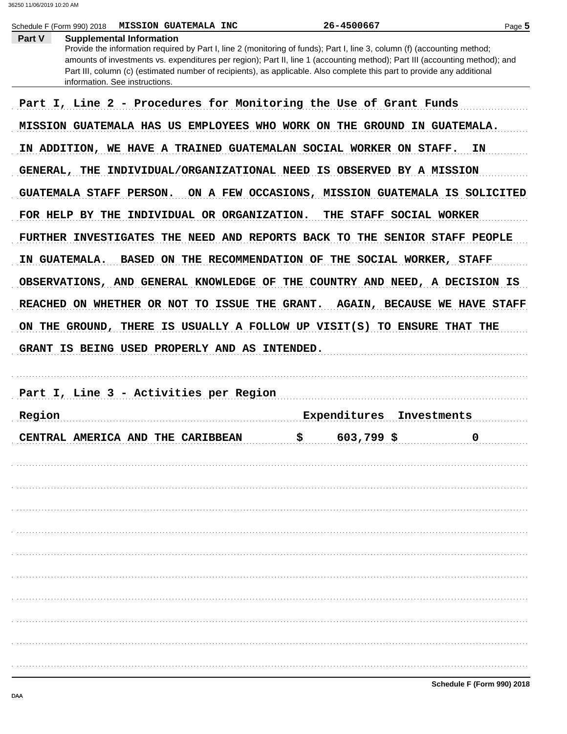Schedule F (Form 990) 2018 **MISSION GUATEMALA INC** 26-4500667

## Part V Supplemental Information

Provide the information required by Part I, line 2 (monitoring of funds); Part I, line 3, column (f) (accounting method; amounts of investments vs. expenditures per region); Part II, line 1 (accounting method); Part III (accounting method); and Part III, column (c) (estimated number of recipients), as applicable. Also complete this part to provide any additional information. See instructions.

**Part I, Line 2 - Procedures for Monitoring the Use of Grant Funds**

MISSION GUATEMALA HAS US EMPLOYEES WHO WORK ON THE GROUND IN GUATEMALA. IN ADDITION, WE HAVE A TRAINED GUATEMALAN SOCIAL WORKER ON STAFF. IN GENERAL, THE INDIVIDUAL/ORGANIZATIONAL NEED IS OBSERVED BY A MISSION GUATEMALA STAFF PERSON. ON A FEW OCCASIONS, MISSION GUATEMALA IS SOLICITED FOR HELP BY THE INDIVIDUAL OR ORGANIZATION. THE STAFF SOCIAL WORKER FURTHER INVESTIGATES THE NEED AND REPORTS BACK TO THE SENIOR STAFF PEOPLE IN GUATEMALA. BASED ON THE RECOMMENDATION OF THE SOCIAL WORKER, STAFF OBSERVATIONS, AND GENERAL KNOWLEDGE OF THE COUNTRY AND NEED, A DECISION IS REACHED ON WHETHER OR NOT TO ISSUE THE GRANT. AGAIN, BECAUSE WE HAVE STAFF ON THE GROUND, THERE IS USUALLY A FOLLOW UP VISIT(S) TO ENSURE THAT THE GRANT IS BEING USED PROPERLY AND AS INTENDED.

**Part I, Line 3 - Activities per Region**

| Region | Expenditures | Investments |
|---|---|---|
| CENTRAL AMERICA AND THE CARIBBEAN | $ 603,799 | $ 0 |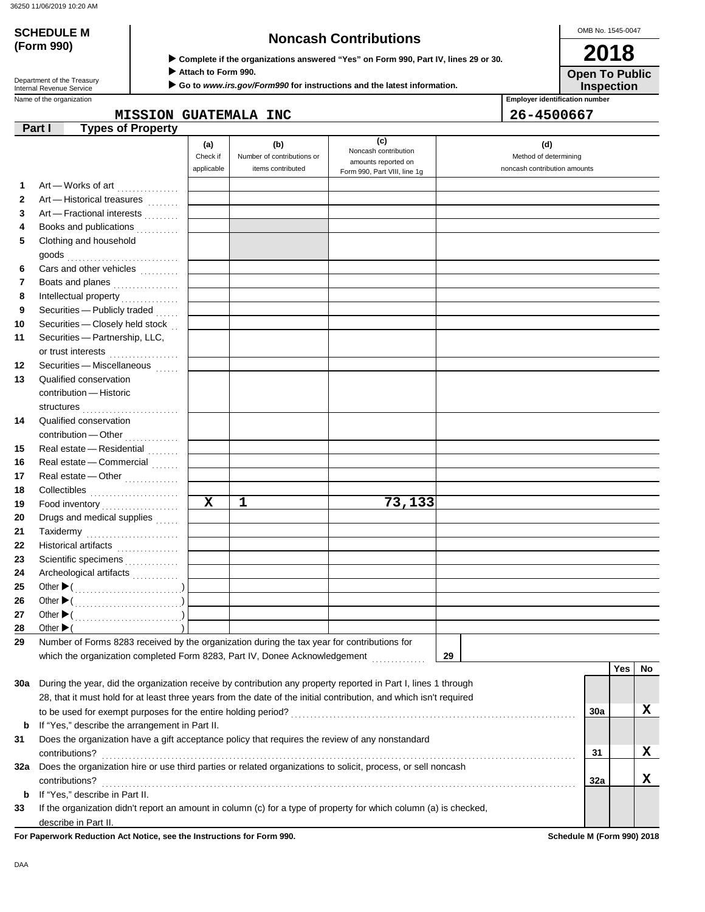# SCHEDULE M (Form 990)

Department of the Treasury
Internal Revenue Service

## Noncash Contributions

▶ Complete if the organizations answered "Yes" on Form 990, Part IV, lines 29 or 30.
▶ Attach to Form 990.
▶ Go to *www.irs.gov/Form990* for instructions and the latest information.

OMB No. 1545-0047

**2018**

**Open To Public Inspection**

Name of the organization: MISSION GUATEMALA INC

Employer identification number: 26-4500667

### Part I — Types of Property

| | | (a) Check if applicable | (b) Number of contributions or items contributed | (c) Noncash contribution amounts reported on Form 990, Part VIII, line 1g | (d) Method of determining noncash contribution amounts |
|---|---|---|---|---|---|
| 1 | Art — Works of art | | | | |
| 2 | Art — Historical treasures | | | | |
| 3 | Art — Fractional interests | | | | |
| 4 | Books and publications | | | | |
| 5 | Clothing and household goods | | | | |
| 6 | Cars and other vehicles | | | | |
| 7 | Boats and planes | | | | |
| 8 | Intellectual property | | | | |
| 9 | Securities — Publicly traded | | | | |
| 10 | Securities — Closely held stock | | | | |
| 11 | Securities — Partnership, LLC, or trust interests | | | | |
| 12 | Securities — Miscellaneous | | | | |
| 13 | Qualified conservation contribution — Historic structures | | | | |
| 14 | Qualified conservation contribution — Other | | | | |
| 15 | Real estate — Residential | | | | |
| 16 | Real estate — Commercial | | | | |
| 17 | Real estate — Other | | | | |
| 18 | Collectibles | | | | |
| 19 | Food inventory | X | 1 | 73,133 | |
| 20 | Drugs and medical supplies | | | | |
| 21 | Taxidermy | | | | |
| 22 | Historical artifacts | | | | |
| 23 | Scientific specimens | | | | |
| 24 | Archeological artifacts | | | | |
| 25 | Other ▶ ( ) | | | | |
| 26 | Other ▶ ( ) | | | | |
| 27 | Other ▶ ( ) | | | | |
| 28 | Other ▶ ( ) | | | | |

29 Number of Forms 8283 received by the organization during the tax year for contributions for which the organization completed Form 8283, Part IV, Donee Acknowledgement . . . . **29**

| | | | Yes | No |
|---|---|---|---|---|
| 30a | During the year, did the organization receive by contribution any property reported in Part I, lines 1 through 28, that it must hold for at least three years from the date of the initial contribution, and which isn't required to be used for exempt purposes for the entire holding period? | 30a | | X |
| b | If "Yes," describe the arrangement in Part II. | | | |
| 31 | Does the organization have a gift acceptance policy that requires the review of any nonstandard contributions? | 31 | | X |
| 32a | Does the organization hire or use third parties or related organizations to solicit, process, or sell noncash contributions? | 32a | | X |
| b | If "Yes," describe in Part II. | | | |
| 33 | If the organization didn't report an amount in column (c) for a type of property for which column (a) is checked, describe in Part II. | | | |

**For Paperwork Reduction Act Notice, see the Instructions for Form 990.** **Schedule M (Form 990) 2018**

DAA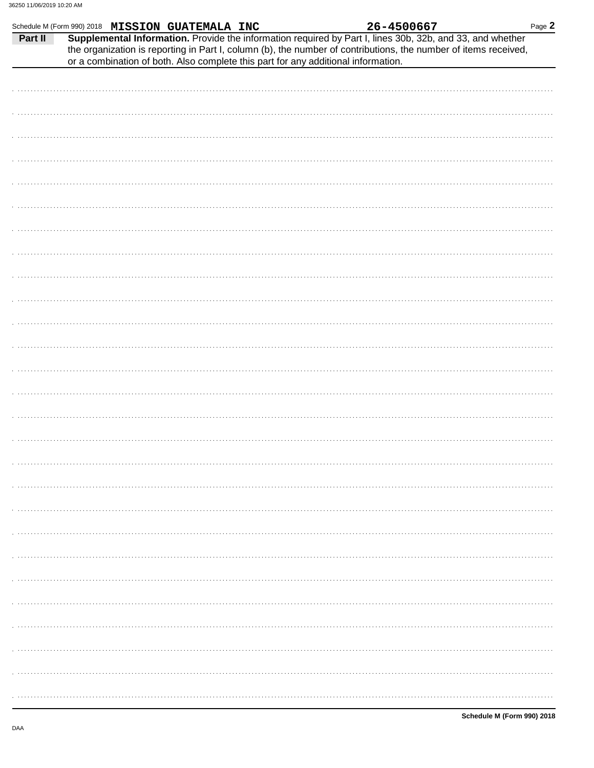Schedule M (Form 990) 2018 **MISSION GUATEMALA INC** **26-4500667**

**Part II** **Supplemental Information.** Provide the information required by Part I, lines 30b, 32b, and 33, and whether the organization is reporting in Part I, column (b), the number of contributions, the number of items received, or a combination of both. Also complete this part for any additional information.

Schedule M (Form 990) 2018

DAA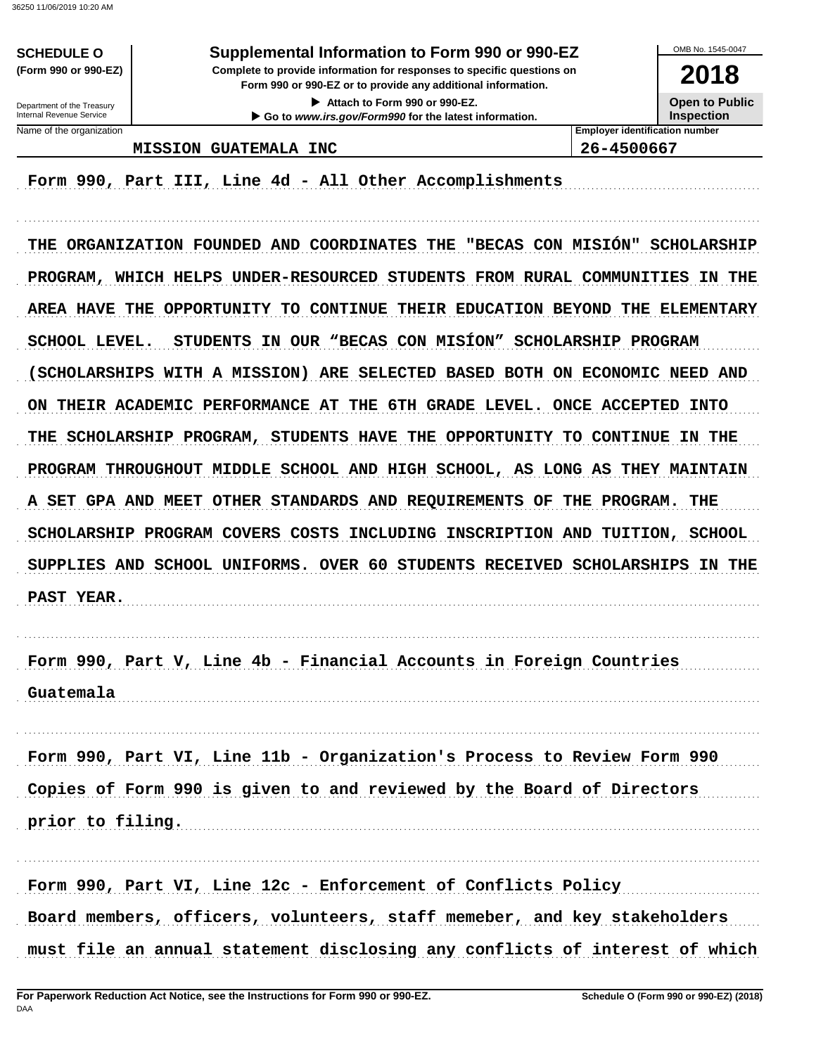**SCHEDULE O** **(Form 990 or 990-EZ)**

Department of the Treasury
Internal Revenue Service

# Supplemental Information to Form 990 or 990-EZ

**Complete to provide information for responses to specific questions on Form 990 or 990-EZ or to provide any additional information.**

▶ **Attach to Form 990 or 990-EZ.**

▶ **Go to** ***www.irs.gov/Form990*** **for the latest information.**

OMB No. 1545-0047

**2018**

**Open to Public Inspection**

| Name of the organization | Employer identification number |
|---|---|
| MISSION GUATEMALA INC | 26-4500667 |

Form 990, Part III, Line 4d - All Other Accomplishments

THE ORGANIZATION FOUNDED AND COORDINATES THE "BECAS CON MISIÓN" SCHOLARSHIP PROGRAM, WHICH HELPS UNDER-RESOURCED STUDENTS FROM RURAL COMMUNITIES IN THE AREA HAVE THE OPPORTUNITY TO CONTINUE THEIR EDUCATION BEYOND THE ELEMENTARY SCHOOL LEVEL. STUDENTS IN OUR "BECAS CON MISÍON" SCHOLARSHIP PROGRAM (SCHOLARSHIPS WITH A MISSION) ARE SELECTED BASED BOTH ON ECONOMIC NEED AND ON THEIR ACADEMIC PERFORMANCE AT THE 6TH GRADE LEVEL. ONCE ACCEPTED INTO THE SCHOLARSHIP PROGRAM, STUDENTS HAVE THE OPPORTUNITY TO CONTINUE IN THE PROGRAM THROUGHOUT MIDDLE SCHOOL AND HIGH SCHOOL, AS LONG AS THEY MAINTAIN A SET GPA AND MEET OTHER STANDARDS AND REQUIREMENTS OF THE PROGRAM. THE SCHOLARSHIP PROGRAM COVERS COSTS INCLUDING INSCRIPTION AND TUITION, SCHOOL SUPPLIES AND SCHOOL UNIFORMS. OVER 60 STUDENTS RECEIVED SCHOLARSHIPS IN THE PAST YEAR.

Form 990, Part V, Line 4b - Financial Accounts in Foreign Countries

Guatemala

Form 990, Part VI, Line 11b - Organization's Process to Review Form 990

Copies of Form 990 is given to and reviewed by the Board of Directors prior to filing.

Form 990, Part VI, Line 12c - Enforcement of Conflicts Policy

Board members, officers, volunteers, staff memeber, and key stakeholders must file an annual statement disclosing any conflicts of interest of which

**For Paperwork Reduction Act Notice, see the Instructions for Form 990 or 990-EZ.**

DAA

**Schedule O (Form 990 or 990-EZ) (2018)**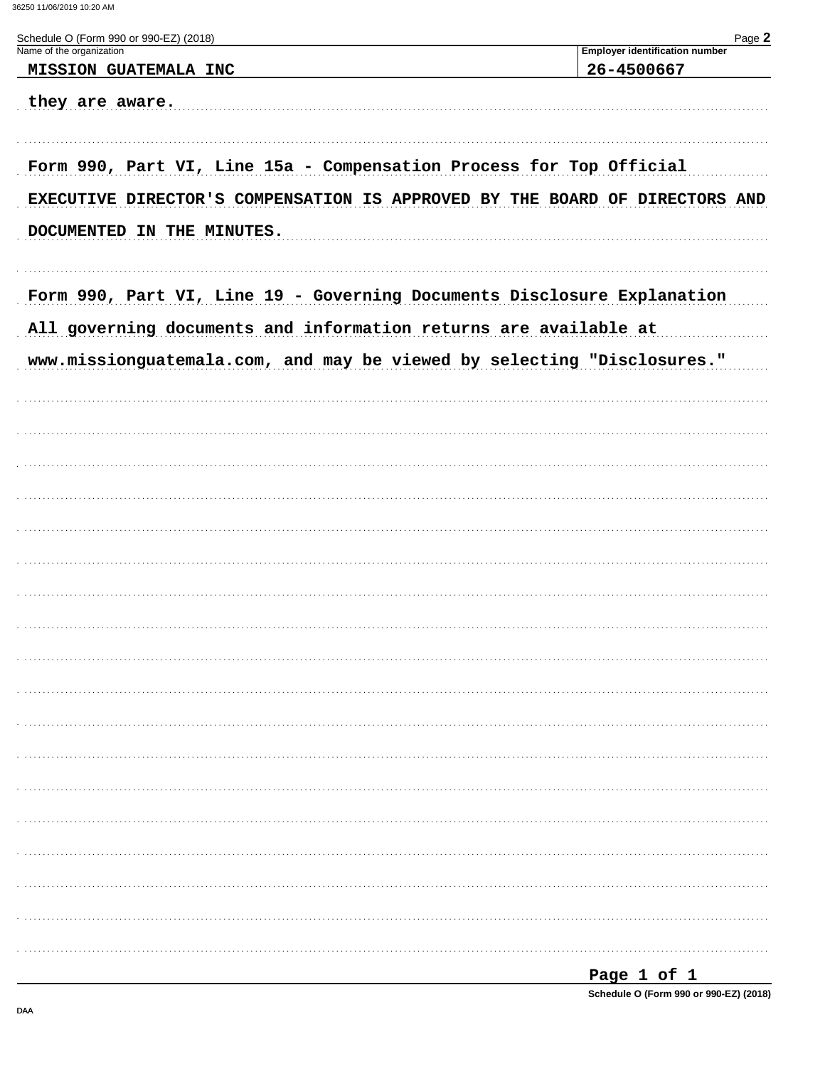Schedule O (Form 990 or 990-EZ) (2018) Page **2**

| Name of the organization | Employer identification number |
| --- | --- |
| MISSION GUATEMALA INC | 26-4500667 |

they are aware.

Form 990, Part VI, Line 15a - Compensation Process for Top Official

EXECUTIVE DIRECTOR'S COMPENSATION IS APPROVED BY THE BOARD OF DIRECTORS AND DOCUMENTED IN THE MINUTES.

Form 990, Part VI, Line 19 - Governing Documents Disclosure Explanation

All governing documents and information returns are available at www.missionguatemala.com, and may be viewed by selecting "Disclosures."

Schedule O (Form 990 or 990-EZ) (2018)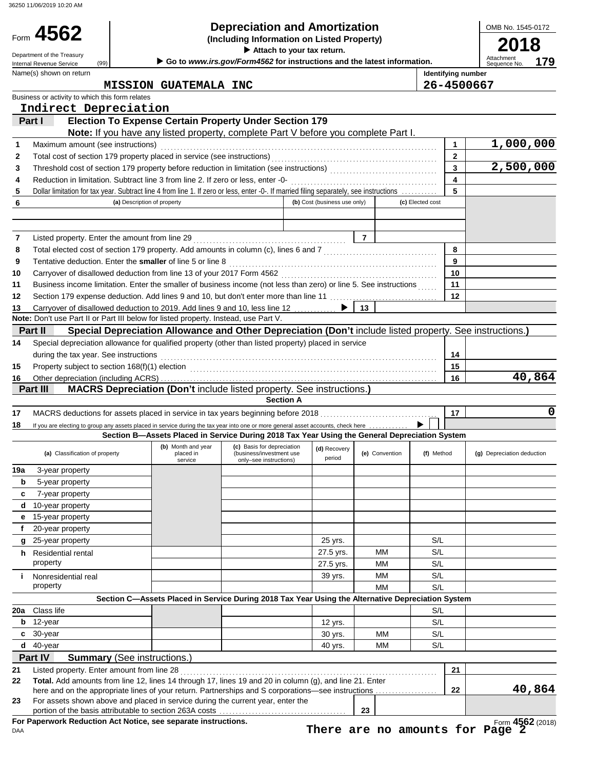36250 11/06/2019 10:20 AM

Form **4562**

Department of the Treasury
Internal Revenue Service (99)

# Depreciation and Amortization

**(Including Information on Listed Property)**

▶ Attach to your tax return.

▶ Go to *www.irs.gov/Form4562* for instructions and the latest information.

OMB No. 1545-0172

**2018**

Attachment Sequence No. **179**

Name(s) shown on return: **MISSION GUATEMALA INC**

Identifying number: **26-4500667**

Business or activity to which this form relates: **Indirect Depreciation**

## Part I Election To Expense Certain Property Under Section 179

**Note:** If you have any listed property, complete Part V before you complete Part I.

| | | | |
|---|---|---|---|
| 1 | Maximum amount (see instructions) | 1 | 1,000,000 |
| 2 | Total cost of section 179 property placed in service (see instructions) | 2 | |
| 3 | Threshold cost of section 179 property before reduction in limitation (see instructions) | 3 | 2,500,000 |
| 4 | Reduction in limitation. Subtract line 3 from line 2. If zero or less, enter -0- | 4 | |
| 5 | Dollar limitation for tax year. Subtract line 4 from line 1. If zero or less, enter -0-. If married filing separately, see instructions | 5 | |

| 6 | (a) Description of property | (b) Cost (business use only) | (c) Elected cost |
|---|---|---|---|
| | | | |
| | | | |

| | | | |
|---|---|---|---|
| 7 | Listed property. Enter the amount from line 29 | 7 | |
| 8 | Total elected cost of section 179 property. Add amounts in column (c), lines 6 and 7 | 8 | |
| 9 | Tentative deduction. Enter the **smaller** of line 5 or line 8 | 9 | |
| 10 | Carryover of disallowed deduction from line 13 of your 2017 Form 4562 | 10 | |
| 11 | Business income limitation. Enter the smaller of business income (not less than zero) or line 5. See instructions | 11 | |
| 12 | Section 179 expense deduction. Add lines 9 and 10, but don't enter more than line 11 | 12 | |
| 13 | Carryover of disallowed deduction to 2019. Add lines 9 and 10, less line 12 ▶ | 13 | |

**Note:** Don't use Part II or Part III below for listed property. Instead, use Part V.

## Part II Special Depreciation Allowance and Other Depreciation (Don't include listed property. See instructions.)

| | | | |
|---|---|---|---|
| 14 | Special depreciation allowance for qualified property (other than listed property) placed in service during the tax year. See instructions | 14 | |
| 15 | Property subject to section 168(f)(1) election | 15 | |
| 16 | Other depreciation (including ACRS) | 16 | 40,864 |

## Part III MACRS Depreciation (Don't include listed property. See instructions.)

**Section A**

| | | | |
|---|---|---|---|
| 17 | MACRS deductions for assets placed in service in tax years beginning before 2018 | 17 | 0 |
| 18 | If you are electing to group any assets placed in service during the tax year into one or more general asset accounts, check here ▶ ☐ | | |

**Section B—Assets Placed in Service During 2018 Tax Year Using the General Depreciation System**

| (a) Classification of property | (b) Month and year placed in service | (c) Basis for depreciation (business/investment use only–see instructions) | (d) Recovery period | (e) Convention | (f) Method | (g) Depreciation deduction |
|---|---|---|---|---|---|---|
| 19a 3-year property | | | | | | |
| b 5-year property | | | | | | |
| c 7-year property | | | | | | |
| d 10-year property | | | | | | |
| e 15-year property | | | | | | |
| f 20-year property | | | | | | |
| g 25-year property | | | 25 yrs. | | S/L | |
| h Residential rental property | | | 27.5 yrs. | MM | S/L | |
| | | | 27.5 yrs. | MM | S/L | |
| i Nonresidential real property | | | 39 yrs. | MM | S/L | |
| | | | | MM | S/L | |

**Section C—Assets Placed in Service During 2018 Tax Year Using the Alternative Depreciation System**

| | | | | | | |
|---|---|---|---|---|---|---|
| 20a Class life | | | | | S/L | |
| b 12-year | | | 12 yrs. | | S/L | |
| c 30-year | | | 30 yrs. | MM | S/L | |
| d 40-year | | | 40 yrs. | MM | S/L | |

## Part IV Summary (See instructions.)

| | | | |
|---|---|---|---|
| 21 | Listed property. Enter amount from line 28 | 21 | |
| 22 | **Total.** Add amounts from line 12, lines 14 through 17, lines 19 and 20 in column (g), and line 21. Enter here and on the appropriate lines of your return. Partnerships and S corporations—see instructions | 22 | 40,864 |
| 23 | For assets shown above and placed in service during the current year, enter the portion of the basis attributable to section 263A costs | 23 | |

**For Paperwork Reduction Act Notice, see separate instructions.**

DAA

**There are no amounts for Page 2**

Form **4562** (2018)